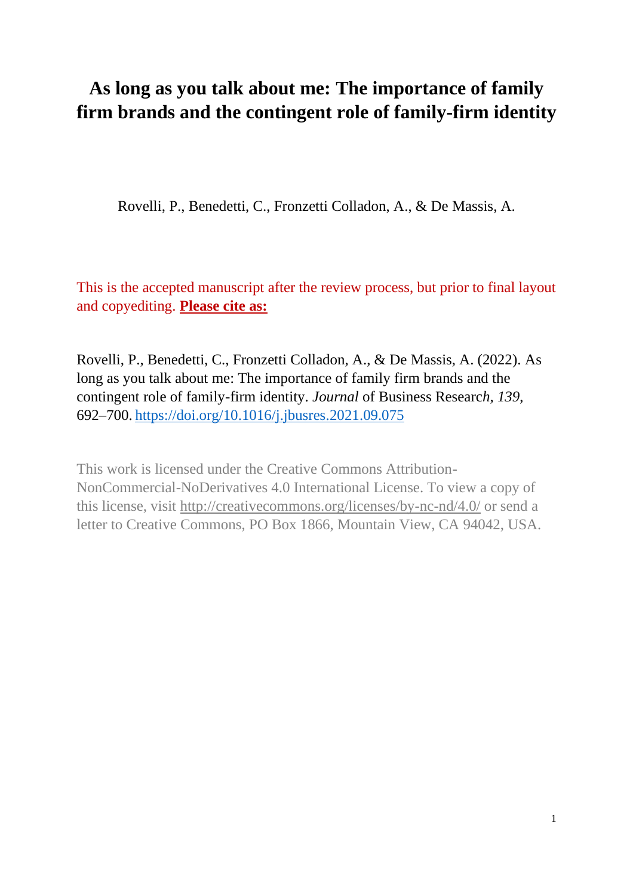# As long as you talk about me: The importance of family firm brands and the contingent role of family-firm identity

Rovelli, P., Benedetti, C., Fronzetti Colladon, A., & De Massis, A.

This is the accepted manuscript after the review process, but prior to final layout and copyediting. **Please cite as:**

Rovelli, P., Benedetti, C., Fronzetti Colladon, A., & De Massis, A. (2022). As long as you talk about me: The importance of family firm brands and the contingent role of family-firm identity. *Journal* of Business Researc*h, 139*, 692–700. https://doi.org/10.1016/j.jbusres.2021.09.075

This work is licensed under the Creative Commons Attribution-NonCommercial-NoDerivatives 4.0 International License. To view a copy of this license, visit http://creativecommons.org/licenses/by-nc-nd/4.0/ or send a letter to Creative Commons, PO Box 1866, Mountain View, CA 94042, USA.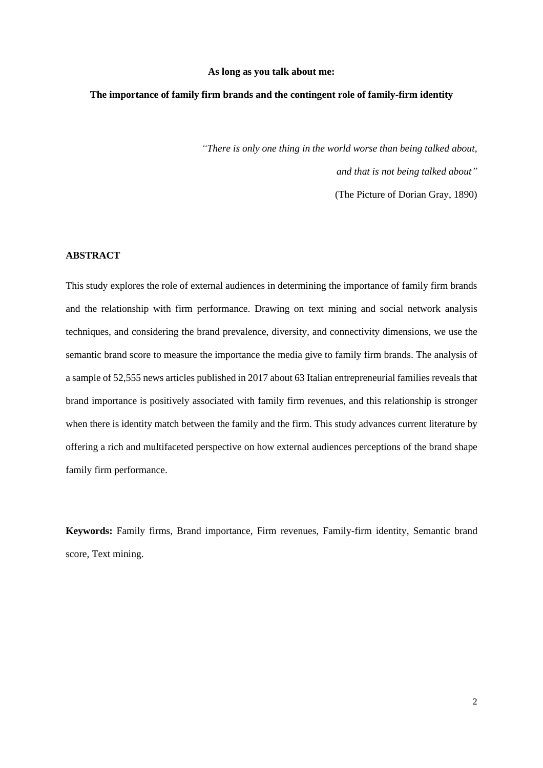**As long as you talk about me:**

**The importance of family firm brands and the contingent role of family-firm identity**

*"There is only one thing in the world worse than being talked about,*

*and that is not being talked about"*

(The Picture of Dorian Gray, 1890)

## ABSTRACT

This study explores the role of external audiences in determining the importance of family firm brands and the relationship with firm performance. Drawing on text mining and social network analysis techniques, and considering the brand prevalence, diversity, and connectivity dimensions, we use the semantic brand score to measure the importance the media give to family firm brands. The analysis of a sample of 52,555 news articles published in 2017 about 63 Italian entrepreneurial families reveals that brand importance is positively associated with family firm revenues, and this relationship is stronger when there is identity match between the family and the firm. This study advances current literature by offering a rich and multifaceted perspective on how external audiences perceptions of the brand shape family firm performance.

**Keywords:** Family firms, Brand importance, Firm revenues, Family-firm identity, Semantic brand score, Text mining.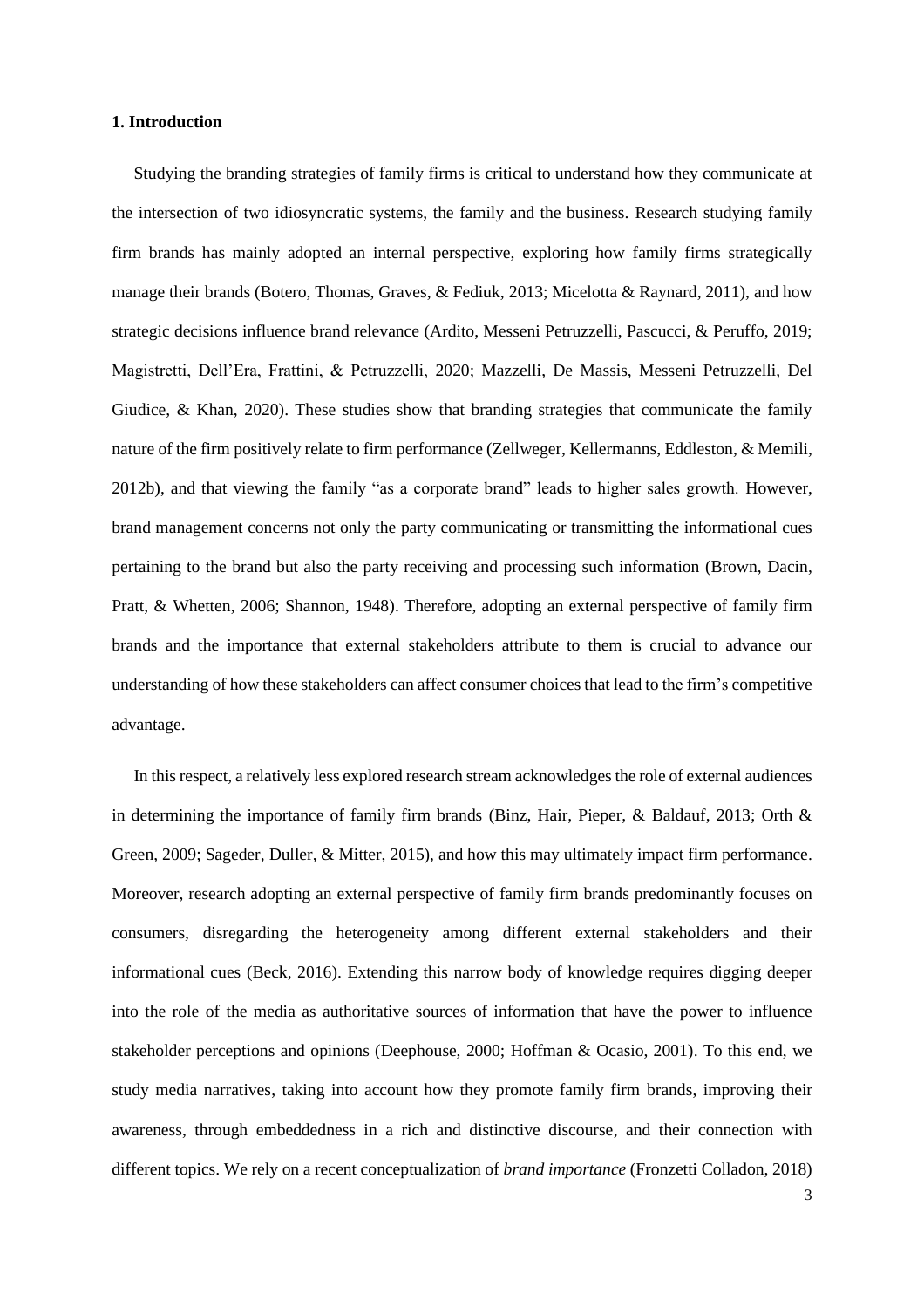## 1. Introduction

Studying the branding strategies of family firms is critical to understand how they communicate at the intersection of two idiosyncratic systems, the family and the business. Research studying family firm brands has mainly adopted an internal perspective, exploring how family firms strategically manage their brands (Botero, Thomas, Graves, & Fediuk, 2013; Micelotta & Raynard, 2011), and how strategic decisions influence brand relevance (Ardito, Messeni Petruzzelli, Pascucci, & Peruffo, 2019; Magistretti, Dell'Era, Frattini, & Petruzzelli, 2020; Mazzelli, De Massis, Messeni Petruzzelli, Del Giudice, & Khan, 2020). These studies show that branding strategies that communicate the family nature of the firm positively relate to firm performance (Zellweger, Kellermanns, Eddleston, & Memili, 2012b), and that viewing the family "as a corporate brand" leads to higher sales growth. However, brand management concerns not only the party communicating or transmitting the informational cues pertaining to the brand but also the party receiving and processing such information (Brown, Dacin, Pratt, & Whetten, 2006; Shannon, 1948). Therefore, adopting an external perspective of family firm brands and the importance that external stakeholders attribute to them is crucial to advance our understanding of how these stakeholders can affect consumer choices that lead to the firm's competitive advantage.

In this respect, a relatively less explored research stream acknowledges the role of external audiences in determining the importance of family firm brands (Binz, Hair, Pieper, & Baldauf, 2013; Orth & Green, 2009; Sageder, Duller, & Mitter, 2015), and how this may ultimately impact firm performance. Moreover, research adopting an external perspective of family firm brands predominantly focuses on consumers, disregarding the heterogeneity among different external stakeholders and their informational cues (Beck, 2016). Extending this narrow body of knowledge requires digging deeper into the role of the media as authoritative sources of information that have the power to influence stakeholder perceptions and opinions (Deephouse, 2000; Hoffman & Ocasio, 2001). To this end, we study media narratives, taking into account how they promote family firm brands, improving their awareness, through embeddedness in a rich and distinctive discourse, and their connection with different topics. We rely on a recent conceptualization of *brand importance* (Fronzetti Colladon, 2018)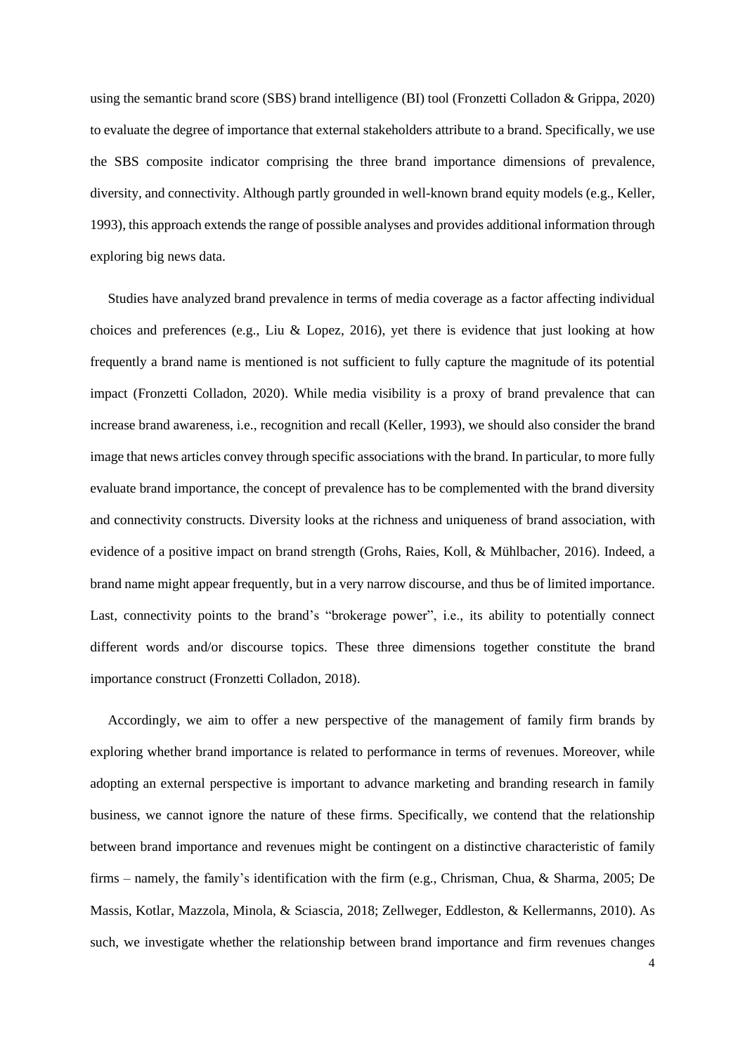using the semantic brand score (SBS) brand intelligence (BI) tool (Fronzetti Colladon & Grippa, 2020) to evaluate the degree of importance that external stakeholders attribute to a brand. Specifically, we use the SBS composite indicator comprising the three brand importance dimensions of prevalence, diversity, and connectivity. Although partly grounded in well-known brand equity models (e.g., Keller, 1993), this approach extends the range of possible analyses and provides additional information through exploring big news data.

Studies have analyzed brand prevalence in terms of media coverage as a factor affecting individual choices and preferences (e.g., Liu & Lopez, 2016), yet there is evidence that just looking at how frequently a brand name is mentioned is not sufficient to fully capture the magnitude of its potential impact (Fronzetti Colladon, 2020). While media visibility is a proxy of brand prevalence that can increase brand awareness, i.e., recognition and recall (Keller, 1993), we should also consider the brand image that news articles convey through specific associations with the brand. In particular, to more fully evaluate brand importance, the concept of prevalence has to be complemented with the brand diversity and connectivity constructs. Diversity looks at the richness and uniqueness of brand association, with evidence of a positive impact on brand strength (Grohs, Raies, Koll, & Mühlbacher, 2016). Indeed, a brand name might appear frequently, but in a very narrow discourse, and thus be of limited importance. Last, connectivity points to the brand's "brokerage power", i.e., its ability to potentially connect different words and/or discourse topics. These three dimensions together constitute the brand importance construct (Fronzetti Colladon, 2018).

Accordingly, we aim to offer a new perspective of the management of family firm brands by exploring whether brand importance is related to performance in terms of revenues. Moreover, while adopting an external perspective is important to advance marketing and branding research in family business, we cannot ignore the nature of these firms. Specifically, we contend that the relationship between brand importance and revenues might be contingent on a distinctive characteristic of family firms – namely, the family's identification with the firm (e.g., Chrisman, Chua, & Sharma, 2005; De Massis, Kotlar, Mazzola, Minola, & Sciascia, 2018; Zellweger, Eddleston, & Kellermanns, 2010). As such, we investigate whether the relationship between brand importance and firm revenues changes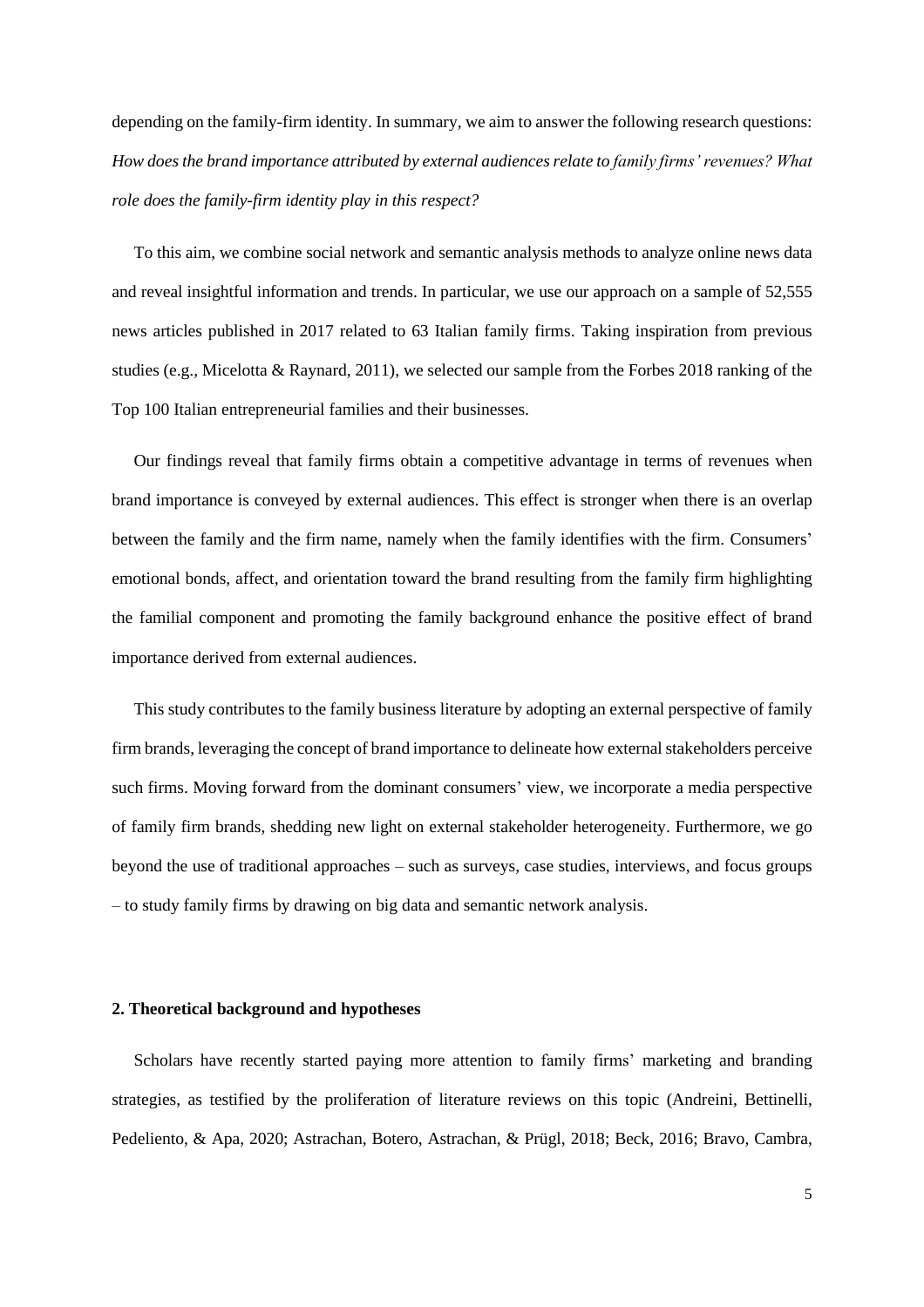depending on the family-firm identity. In summary, we aim to answer the following research questions: *How does the brand importance attributed by external audiences relate to family firms' revenues? What role does the family-firm identity play in this respect?*

To this aim, we combine social network and semantic analysis methods to analyze online news data and reveal insightful information and trends. In particular, we use our approach on a sample of 52,555 news articles published in 2017 related to 63 Italian family firms. Taking inspiration from previous studies (e.g., Micelotta & Raynard, 2011), we selected our sample from the Forbes 2018 ranking of the Top 100 Italian entrepreneurial families and their businesses.

Our findings reveal that family firms obtain a competitive advantage in terms of revenues when brand importance is conveyed by external audiences. This effect is stronger when there is an overlap between the family and the firm name, namely when the family identifies with the firm. Consumers' emotional bonds, affect, and orientation toward the brand resulting from the family firm highlighting the familial component and promoting the family background enhance the positive effect of brand importance derived from external audiences.

This study contributes to the family business literature by adopting an external perspective of family firm brands, leveraging the concept of brand importance to delineate how external stakeholders perceive such firms. Moving forward from the dominant consumers' view, we incorporate a media perspective of family firm brands, shedding new light on external stakeholder heterogeneity. Furthermore, we go beyond the use of traditional approaches – such as surveys, case studies, interviews, and focus groups – to study family firms by drawing on big data and semantic network analysis.

## 2. Theoretical background and hypotheses

Scholars have recently started paying more attention to family firms' marketing and branding strategies, as testified by the proliferation of literature reviews on this topic (Andreini, Bettinelli, Pedeliento, & Apa, 2020; Astrachan, Botero, Astrachan, & Prügl, 2018; Beck, 2016; Bravo, Cambra,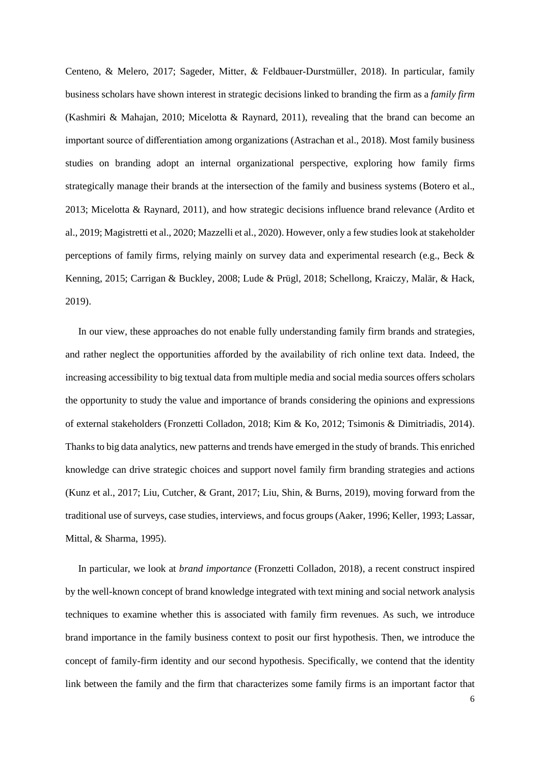Centeno, & Melero, 2017; Sageder, Mitter, & Feldbauer-Durstmüller, 2018). In particular, family business scholars have shown interest in strategic decisions linked to branding the firm as a *family firm* (Kashmiri & Mahajan, 2010; Micelotta & Raynard, 2011), revealing that the brand can become an important source of differentiation among organizations (Astrachan et al., 2018). Most family business studies on branding adopt an internal organizational perspective, exploring how family firms strategically manage their brands at the intersection of the family and business systems (Botero et al., 2013; Micelotta & Raynard, 2011), and how strategic decisions influence brand relevance (Ardito et al., 2019; Magistretti et al., 2020; Mazzelli et al., 2020). However, only a few studies look at stakeholder perceptions of family firms, relying mainly on survey data and experimental research (e.g., Beck & Kenning, 2015; Carrigan & Buckley, 2008; Lude & Prügl, 2018; Schellong, Kraiczy, Malär, & Hack, 2019).

In our view, these approaches do not enable fully understanding family firm brands and strategies, and rather neglect the opportunities afforded by the availability of rich online text data. Indeed, the increasing accessibility to big textual data from multiple media and social media sources offers scholars the opportunity to study the value and importance of brands considering the opinions and expressions of external stakeholders (Fronzetti Colladon, 2018; Kim & Ko, 2012; Tsimonis & Dimitriadis, 2014). Thanks to big data analytics, new patterns and trends have emerged in the study of brands. This enriched knowledge can drive strategic choices and support novel family firm branding strategies and actions (Kunz et al., 2017; Liu, Cutcher, & Grant, 2017; Liu, Shin, & Burns, 2019), moving forward from the traditional use of surveys, case studies, interviews, and focus groups (Aaker, 1996; Keller, 1993; Lassar, Mittal, & Sharma, 1995).

In particular, we look at *brand importance* (Fronzetti Colladon, 2018), a recent construct inspired by the well-known concept of brand knowledge integrated with text mining and social network analysis techniques to examine whether this is associated with family firm revenues. As such, we introduce brand importance in the family business context to posit our first hypothesis. Then, we introduce the concept of family-firm identity and our second hypothesis. Specifically, we contend that the identity link between the family and the firm that characterizes some family firms is an important factor that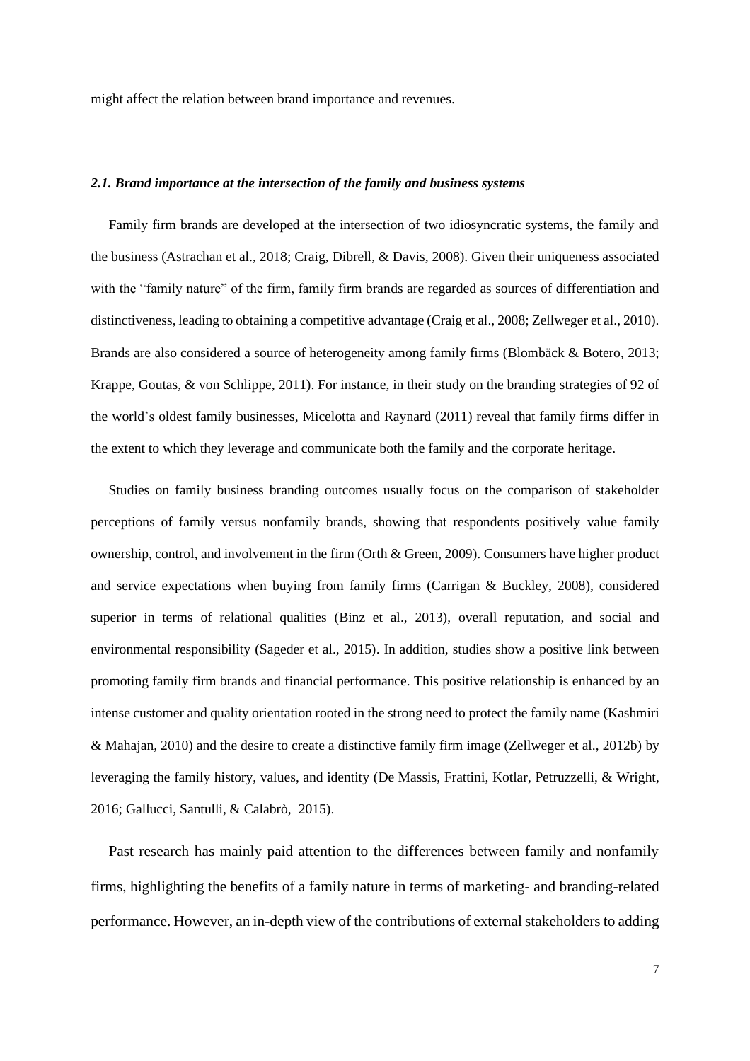might affect the relation between brand importance and revenues.

### *2.1. Brand importance at the intersection of the family and business systems*

Family firm brands are developed at the intersection of two idiosyncratic systems, the family and the business (Astrachan et al., 2018; Craig, Dibrell, & Davis, 2008). Given their uniqueness associated with the "family nature" of the firm, family firm brands are regarded as sources of differentiation and distinctiveness, leading to obtaining a competitive advantage (Craig et al., 2008; Zellweger et al., 2010). Brands are also considered a source of heterogeneity among family firms (Blombäck & Botero, 2013; Krappe, Goutas, & von Schlippe, 2011). For instance, in their study on the branding strategies of 92 of the world's oldest family businesses, Micelotta and Raynard (2011) reveal that family firms differ in the extent to which they leverage and communicate both the family and the corporate heritage.

Studies on family business branding outcomes usually focus on the comparison of stakeholder perceptions of family versus nonfamily brands, showing that respondents positively value family ownership, control, and involvement in the firm (Orth & Green, 2009). Consumers have higher product and service expectations when buying from family firms (Carrigan & Buckley, 2008), considered superior in terms of relational qualities (Binz et al., 2013), overall reputation, and social and environmental responsibility (Sageder et al., 2015). In addition, studies show a positive link between promoting family firm brands and financial performance. This positive relationship is enhanced by an intense customer and quality orientation rooted in the strong need to protect the family name (Kashmiri & Mahajan, 2010) and the desire to create a distinctive family firm image (Zellweger et al., 2012b) by leveraging the family history, values, and identity (De Massis, Frattini, Kotlar, Petruzzelli, & Wright, 2016; Gallucci, Santulli, & Calabrò, 2015).

Past research has mainly paid attention to the differences between family and nonfamily firms, highlighting the benefits of a family nature in terms of marketing- and branding-related performance. However, an in-depth view of the contributions of external stakeholders to adding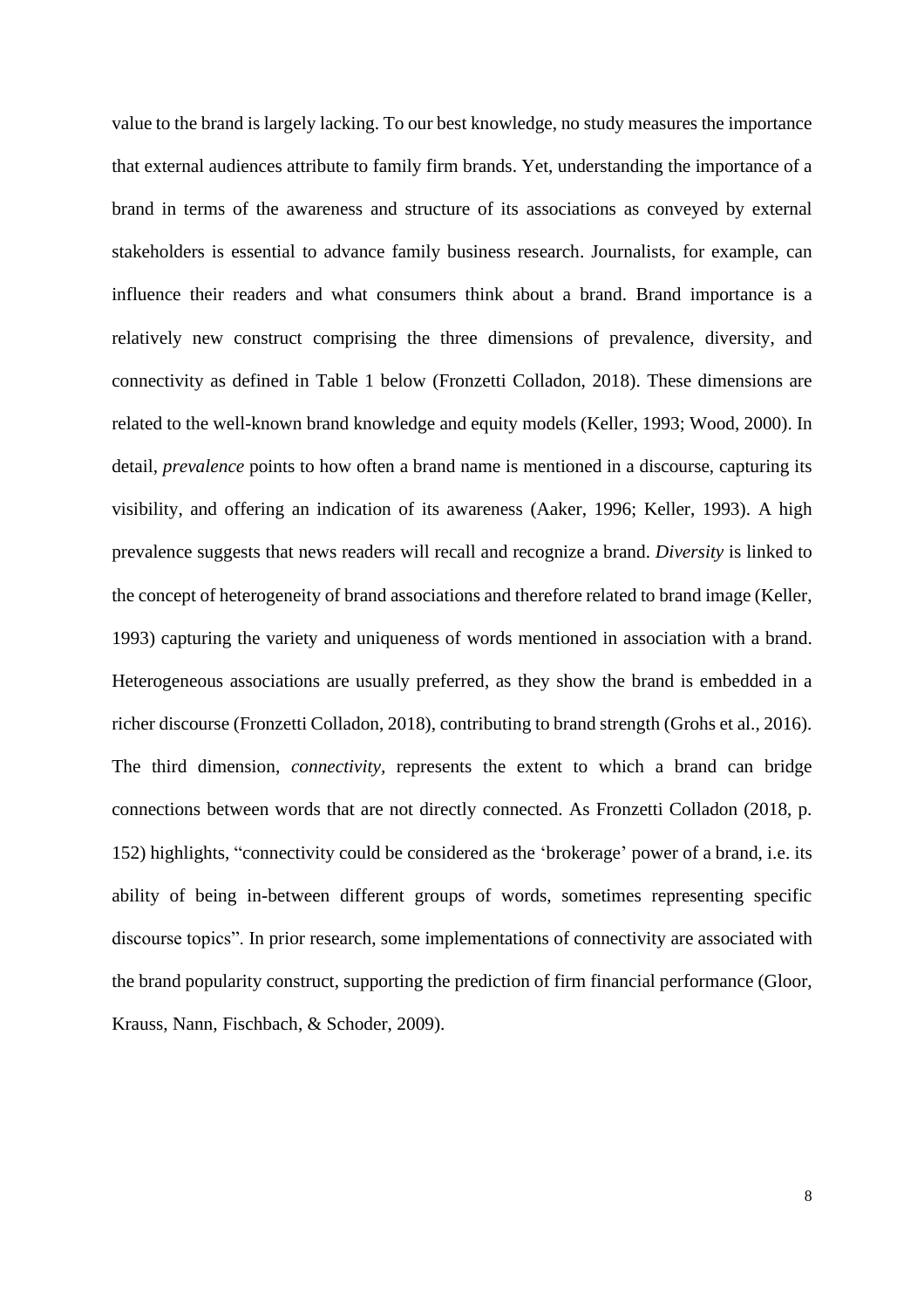value to the brand is largely lacking. To our best knowledge, no study measures the importance that external audiences attribute to family firm brands. Yet, understanding the importance of a brand in terms of the awareness and structure of its associations as conveyed by external stakeholders is essential to advance family business research. Journalists, for example, can influence their readers and what consumers think about a brand. Brand importance is a relatively new construct comprising the three dimensions of prevalence, diversity, and connectivity as defined in Table 1 below (Fronzetti Colladon, 2018). These dimensions are related to the well-known brand knowledge and equity models (Keller, 1993; Wood, 2000). In detail, *prevalence* points to how often a brand name is mentioned in a discourse, capturing its visibility, and offering an indication of its awareness (Aaker, 1996; Keller, 1993). A high prevalence suggests that news readers will recall and recognize a brand. *Diversity* is linked to the concept of heterogeneity of brand associations and therefore related to brand image (Keller, 1993) capturing the variety and uniqueness of words mentioned in association with a brand. Heterogeneous associations are usually preferred, as they show the brand is embedded in a richer discourse (Fronzetti Colladon, 2018), contributing to brand strength (Grohs et al., 2016). The third dimension, *connectivity*, represents the extent to which a brand can bridge connections between words that are not directly connected. As Fronzetti Colladon (2018, p. 152) highlights, "connectivity could be considered as the 'brokerage' power of a brand, i.e. its ability of being in-between different groups of words, sometimes representing specific discourse topics". In prior research, some implementations of connectivity are associated with the brand popularity construct, supporting the prediction of firm financial performance (Gloor, Krauss, Nann, Fischbach, & Schoder, 2009).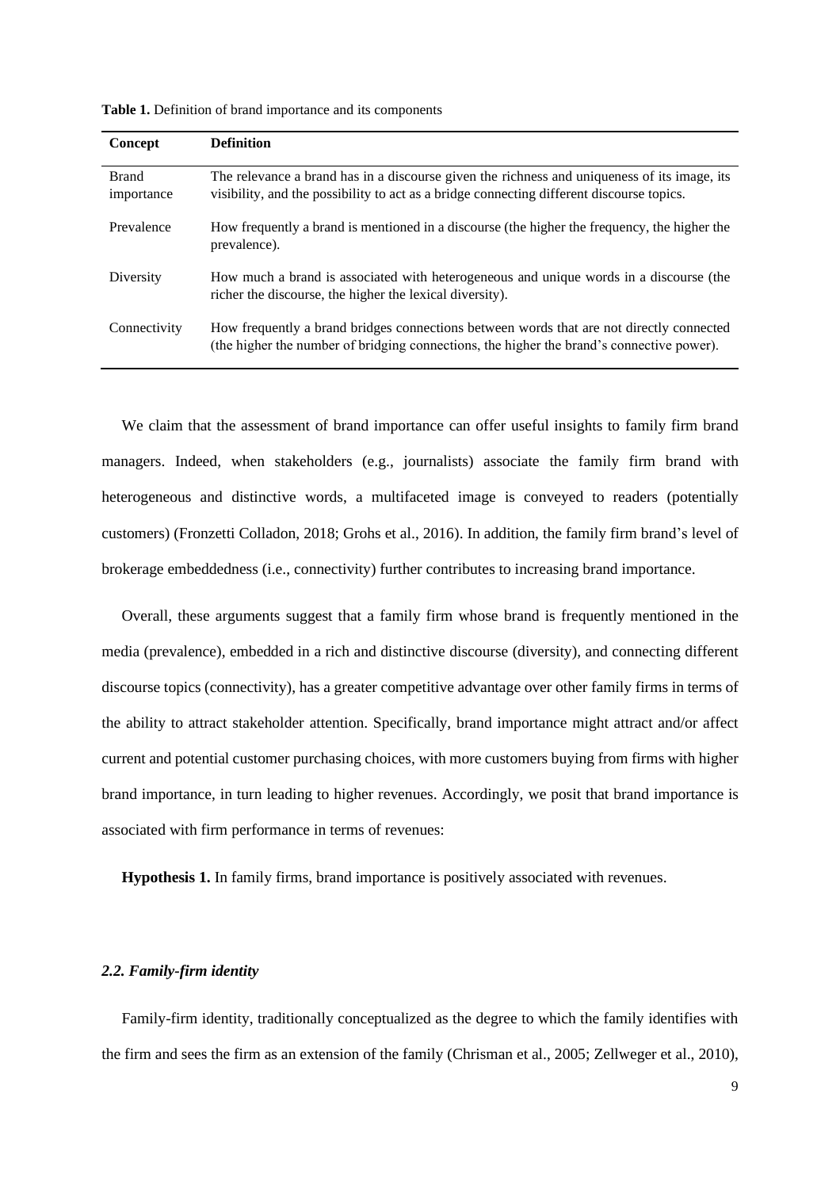**Table 1.** Definition of brand importance and its components

| Concept | Definition |
|---|---|
| Brand importance | The relevance a brand has in a discourse given the richness and uniqueness of its image, its visibility, and the possibility to act as a bridge connecting different discourse topics. |
| Prevalence | How frequently a brand is mentioned in a discourse (the higher the frequency, the higher the prevalence). |
| Diversity | How much a brand is associated with heterogeneous and unique words in a discourse (the richer the discourse, the higher the lexical diversity). |
| Connectivity | How frequently a brand bridges connections between words that are not directly connected (the higher the number of bridging connections, the higher the brand's connective power). |

We claim that the assessment of brand importance can offer useful insights to family firm brand managers. Indeed, when stakeholders (e.g., journalists) associate the family firm brand with heterogeneous and distinctive words, a multifaceted image is conveyed to readers (potentially customers) (Fronzetti Colladon, 2018; Grohs et al., 2016). In addition, the family firm brand's level of brokerage embeddedness (i.e., connectivity) further contributes to increasing brand importance.

Overall, these arguments suggest that a family firm whose brand is frequently mentioned in the media (prevalence), embedded in a rich and distinctive discourse (diversity), and connecting different discourse topics (connectivity), has a greater competitive advantage over other family firms in terms of the ability to attract stakeholder attention. Specifically, brand importance might attract and/or affect current and potential customer purchasing choices, with more customers buying from firms with higher brand importance, in turn leading to higher revenues. Accordingly, we posit that brand importance is associated with firm performance in terms of revenues:

**Hypothesis 1.** In family firms, brand importance is positively associated with revenues.

### *2.2. Family-firm identity*

Family-firm identity, traditionally conceptualized as the degree to which the family identifies with the firm and sees the firm as an extension of the family (Chrisman et al., 2005; Zellweger et al., 2010),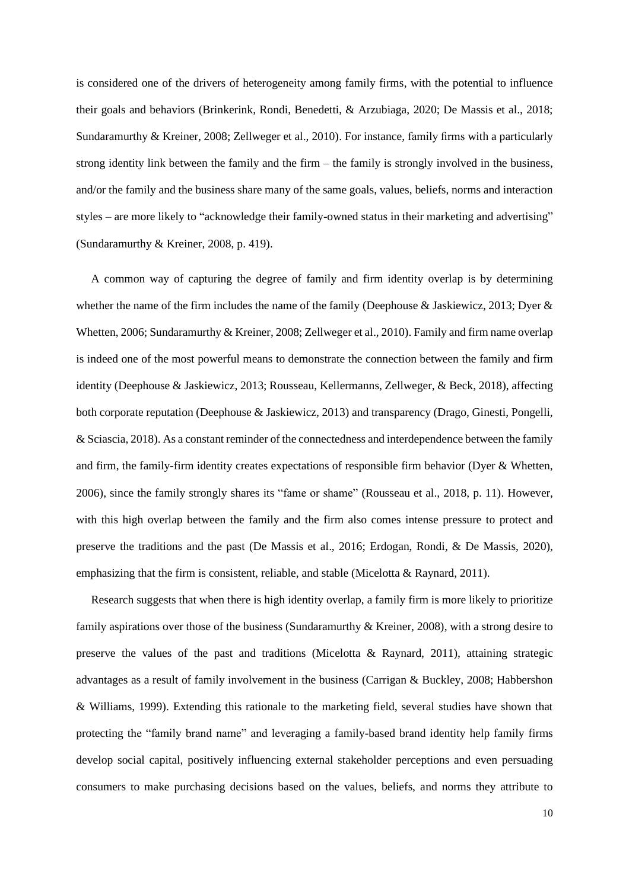is considered one of the drivers of heterogeneity among family firms, with the potential to influence their goals and behaviors (Brinkerink, Rondi, Benedetti, & Arzubiaga, 2020; De Massis et al., 2018; Sundaramurthy & Kreiner, 2008; Zellweger et al., 2010). For instance, family firms with a particularly strong identity link between the family and the firm – the family is strongly involved in the business, and/or the family and the business share many of the same goals, values, beliefs, norms and interaction styles – are more likely to "acknowledge their family-owned status in their marketing and advertising" (Sundaramurthy & Kreiner, 2008, p. 419).

A common way of capturing the degree of family and firm identity overlap is by determining whether the name of the firm includes the name of the family (Deephouse & Jaskiewicz, 2013; Dyer & Whetten, 2006; Sundaramurthy & Kreiner, 2008; Zellweger et al., 2010). Family and firm name overlap is indeed one of the most powerful means to demonstrate the connection between the family and firm identity (Deephouse & Jaskiewicz, 2013; Rousseau, Kellermanns, Zellweger, & Beck, 2018), affecting both corporate reputation (Deephouse & Jaskiewicz, 2013) and transparency (Drago, Ginesti, Pongelli, & Sciascia, 2018). As a constant reminder of the connectedness and interdependence between the family and firm, the family-firm identity creates expectations of responsible firm behavior (Dyer & Whetten, 2006), since the family strongly shares its "fame or shame" (Rousseau et al., 2018, p. 11). However, with this high overlap between the family and the firm also comes intense pressure to protect and preserve the traditions and the past (De Massis et al., 2016; Erdogan, Rondi, & De Massis, 2020), emphasizing that the firm is consistent, reliable, and stable (Micelotta & Raynard, 2011).

Research suggests that when there is high identity overlap, a family firm is more likely to prioritize family aspirations over those of the business (Sundaramurthy & Kreiner, 2008), with a strong desire to preserve the values of the past and traditions (Micelotta & Raynard, 2011), attaining strategic advantages as a result of family involvement in the business (Carrigan & Buckley, 2008; Habbershon & Williams, 1999). Extending this rationale to the marketing field, several studies have shown that protecting the "family brand name" and leveraging a family-based brand identity help family firms develop social capital, positively influencing external stakeholder perceptions and even persuading consumers to make purchasing decisions based on the values, beliefs, and norms they attribute to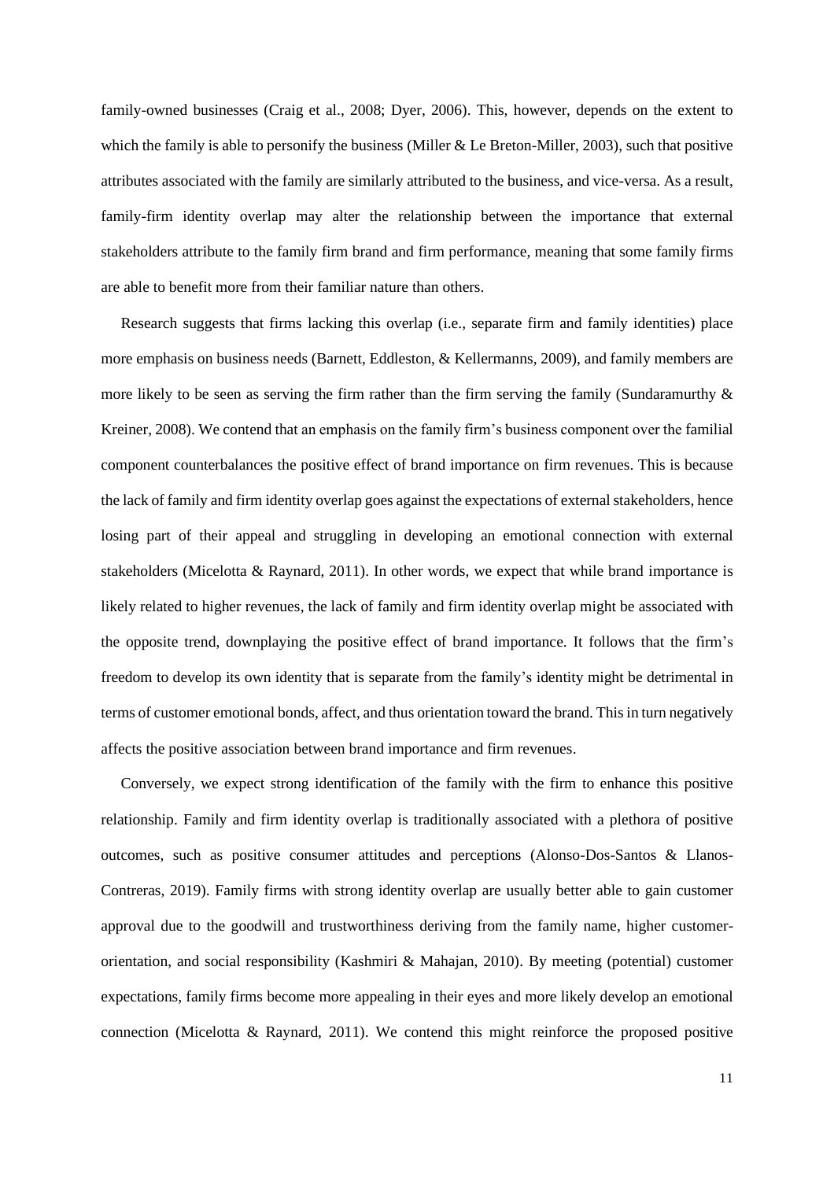family-owned businesses (Craig et al., 2008; Dyer, 2006). This, however, depends on the extent to which the family is able to personify the business (Miller & Le Breton-Miller, 2003), such that positive attributes associated with the family are similarly attributed to the business, and vice-versa. As a result, family-firm identity overlap may alter the relationship between the importance that external stakeholders attribute to the family firm brand and firm performance, meaning that some family firms are able to benefit more from their familiar nature than others.

Research suggests that firms lacking this overlap (i.e., separate firm and family identities) place more emphasis on business needs (Barnett, Eddleston, & Kellermanns, 2009), and family members are more likely to be seen as serving the firm rather than the firm serving the family (Sundaramurthy & Kreiner, 2008). We contend that an emphasis on the family firm's business component over the familial component counterbalances the positive effect of brand importance on firm revenues. This is because the lack of family and firm identity overlap goes against the expectations of external stakeholders, hence losing part of their appeal and struggling in developing an emotional connection with external stakeholders (Micelotta & Raynard, 2011). In other words, we expect that while brand importance is likely related to higher revenues, the lack of family and firm identity overlap might be associated with the opposite trend, downplaying the positive effect of brand importance. It follows that the firm's freedom to develop its own identity that is separate from the family's identity might be detrimental in terms of customer emotional bonds, affect, and thus orientation toward the brand. This in turn negatively affects the positive association between brand importance and firm revenues.

Conversely, we expect strong identification of the family with the firm to enhance this positive relationship. Family and firm identity overlap is traditionally associated with a plethora of positive outcomes, such as positive consumer attitudes and perceptions (Alonso-Dos-Santos & Llanos-Contreras, 2019). Family firms with strong identity overlap are usually better able to gain customer approval due to the goodwill and trustworthiness deriving from the family name, higher customer-orientation, and social responsibility (Kashmiri & Mahajan, 2010). By meeting (potential) customer expectations, family firms become more appealing in their eyes and more likely develop an emotional connection (Micelotta & Raynard, 2011). We contend this might reinforce the proposed positive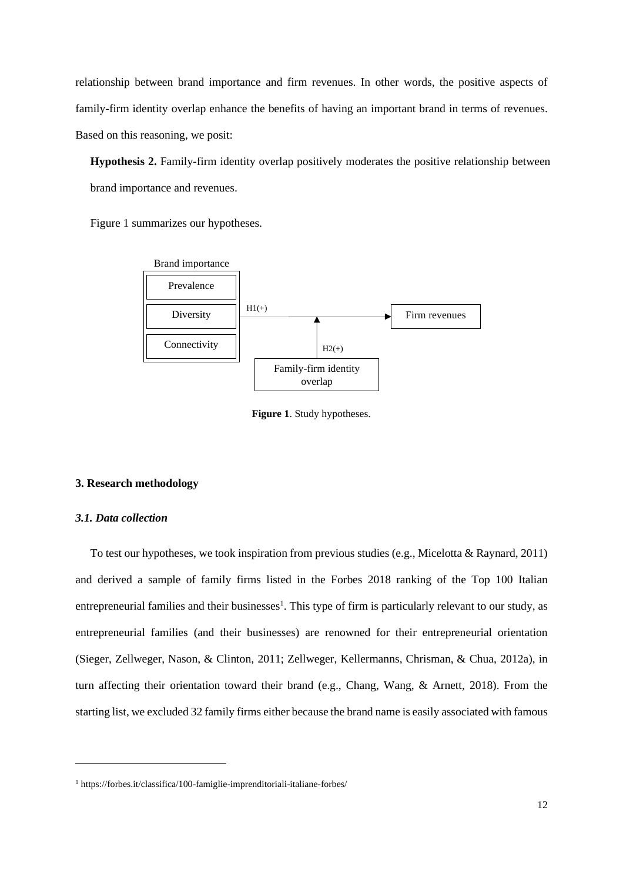relationship between brand importance and firm revenues. In other words, the positive aspects of family-firm identity overlap enhance the benefits of having an important brand in terms of revenues. Based on this reasoning, we posit:

**Hypothesis 2.** Family-firm identity overlap positively moderates the positive relationship between brand importance and revenues.

Figure 1 summarizes our hypotheses.

Brand importance: Prevalence, Diversity, Connectivity → H1(+) → Firm revenues

Family-firm identity overlap → H2(+) (moderating H1)

**Figure 1**. Study hypotheses.

## 3. Research methodology

### *3.1. Data collection*

To test our hypotheses, we took inspiration from previous studies (e.g., Micelotta & Raynard, 2011) and derived a sample of family firms listed in the Forbes 2018 ranking of the Top 100 Italian entrepreneurial families and their businesses[1]. This type of firm is particularly relevant to our study, as entrepreneurial families (and their businesses) are renowned for their entrepreneurial orientation (Sieger, Zellweger, Nason, & Clinton, 2011; Zellweger, Kellermanns, Chrisman, & Chua, 2012a), in turn affecting their orientation toward their brand (e.g., Chang, Wang, & Arnett, 2018). From the starting list, we excluded 32 family firms either because the brand name is easily associated with famous

[1] https://forbes.it/classifica/100-famiglie-imprenditoriali-italiane-forbes/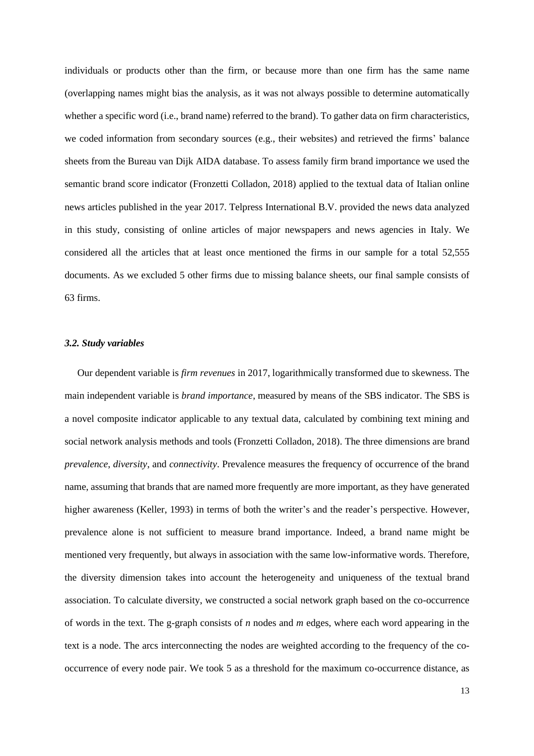individuals or products other than the firm, or because more than one firm has the same name (overlapping names might bias the analysis, as it was not always possible to determine automatically whether a specific word (i.e., brand name) referred to the brand). To gather data on firm characteristics, we coded information from secondary sources (e.g., their websites) and retrieved the firms' balance sheets from the Bureau van Dijk AIDA database. To assess family firm brand importance we used the semantic brand score indicator (Fronzetti Colladon, 2018) applied to the textual data of Italian online news articles published in the year 2017. Telpress International B.V. provided the news data analyzed in this study, consisting of online articles of major newspapers and news agencies in Italy. We considered all the articles that at least once mentioned the firms in our sample for a total 52,555 documents. As we excluded 5 other firms due to missing balance sheets, our final sample consists of 63 firms.

### *3.2. Study variables*

Our dependent variable is *firm revenues* in 2017, logarithmically transformed due to skewness. The main independent variable is *brand importance*, measured by means of the SBS indicator. The SBS is a novel composite indicator applicable to any textual data, calculated by combining text mining and social network analysis methods and tools (Fronzetti Colladon, 2018). The three dimensions are brand *prevalence*, *diversity*, and *connectivity*. Prevalence measures the frequency of occurrence of the brand name, assuming that brands that are named more frequently are more important, as they have generated higher awareness (Keller, 1993) in terms of both the writer's and the reader's perspective. However, prevalence alone is not sufficient to measure brand importance. Indeed, a brand name might be mentioned very frequently, but always in association with the same low-informative words. Therefore, the diversity dimension takes into account the heterogeneity and uniqueness of the textual brand association. To calculate diversity, we constructed a social network graph based on the co-occurrence of words in the text. The g-graph consists of $n$ nodes and $m$ edges, where each word appearing in the text is a node. The arcs interconnecting the nodes are weighted according to the frequency of the co-occurrence of every node pair. We took 5 as a threshold for the maximum co-occurrence distance, as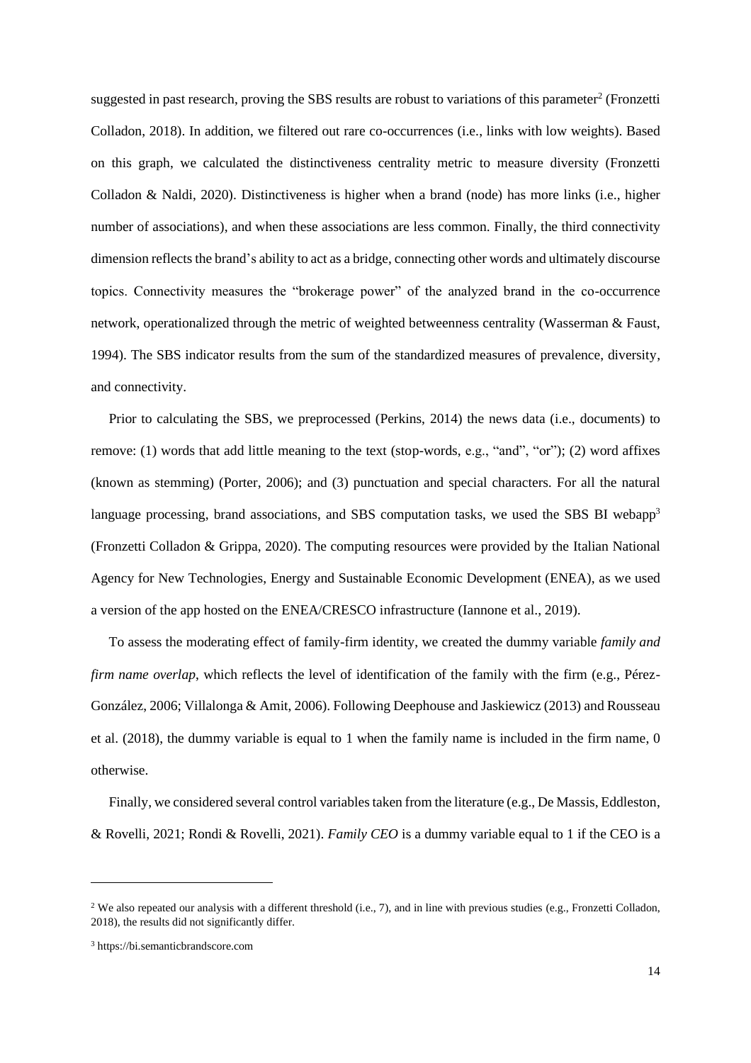suggested in past research, proving the SBS results are robust to variations of this parameter[2] (Fronzetti Colladon, 2018). In addition, we filtered out rare co-occurrences (i.e., links with low weights). Based on this graph, we calculated the distinctiveness centrality metric to measure diversity (Fronzetti Colladon & Naldi, 2020). Distinctiveness is higher when a brand (node) has more links (i.e., higher number of associations), and when these associations are less common. Finally, the third connectivity dimension reflects the brand's ability to act as a bridge, connecting other words and ultimately discourse topics. Connectivity measures the "brokerage power" of the analyzed brand in the co-occurrence network, operationalized through the metric of weighted betweenness centrality (Wasserman & Faust, 1994). The SBS indicator results from the sum of the standardized measures of prevalence, diversity, and connectivity.

Prior to calculating the SBS, we preprocessed (Perkins, 2014) the news data (i.e., documents) to remove: (1) words that add little meaning to the text (stop-words, e.g., "and", "or"); (2) word affixes (known as stemming) (Porter, 2006); and (3) punctuation and special characters. For all the natural language processing, brand associations, and SBS computation tasks, we used the SBS BI webapp[3] (Fronzetti Colladon & Grippa, 2020). The computing resources were provided by the Italian National Agency for New Technologies, Energy and Sustainable Economic Development (ENEA), as we used a version of the app hosted on the ENEA/CRESCO infrastructure (Iannone et al., 2019).

To assess the moderating effect of family-firm identity, we created the dummy variable *family and firm name overlap*, which reflects the level of identification of the family with the firm (e.g., Pérez-González, 2006; Villalonga & Amit, 2006). Following Deephouse and Jaskiewicz (2013) and Rousseau et al. (2018), the dummy variable is equal to 1 when the family name is included in the firm name, 0 otherwise.

Finally, we considered several control variables taken from the literature (e.g., De Massis, Eddleston, & Rovelli, 2021; Rondi & Rovelli, 2021). *Family CEO* is a dummy variable equal to 1 if the CEO is a

---

[2] We also repeated our analysis with a different threshold (i.e., 7), and in line with previous studies (e.g., Fronzetti Colladon, 2018), the results did not significantly differ.

[3] https://bi.semanticbrandscore.com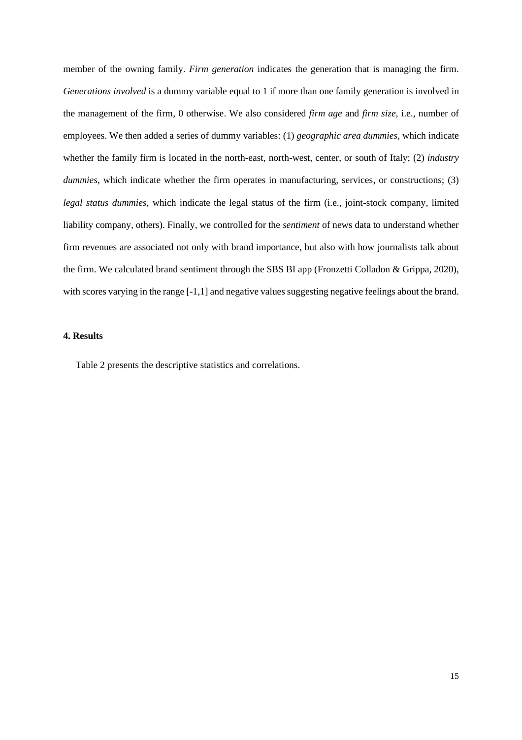member of the owning family. *Firm generation* indicates the generation that is managing the firm. *Generations involved* is a dummy variable equal to 1 if more than one family generation is involved in the management of the firm, 0 otherwise. We also considered *firm age* and *firm size*, i.e., number of employees. We then added a series of dummy variables: (1) *geographic area dummies*, which indicate whether the family firm is located in the north-east, north-west, center, or south of Italy; (2) *industry dummies*, which indicate whether the firm operates in manufacturing, services, or constructions; (3) *legal status dummies*, which indicate the legal status of the firm (i.e., joint-stock company, limited liability company, others). Finally, we controlled for the *sentiment* of news data to understand whether firm revenues are associated not only with brand importance, but also with how journalists talk about the firm. We calculated brand sentiment through the SBS BI app (Fronzetti Colladon & Grippa, 2020), with scores varying in the range [-1,1] and negative values suggesting negative feelings about the brand.

### 4. Results

Table 2 presents the descriptive statistics and correlations.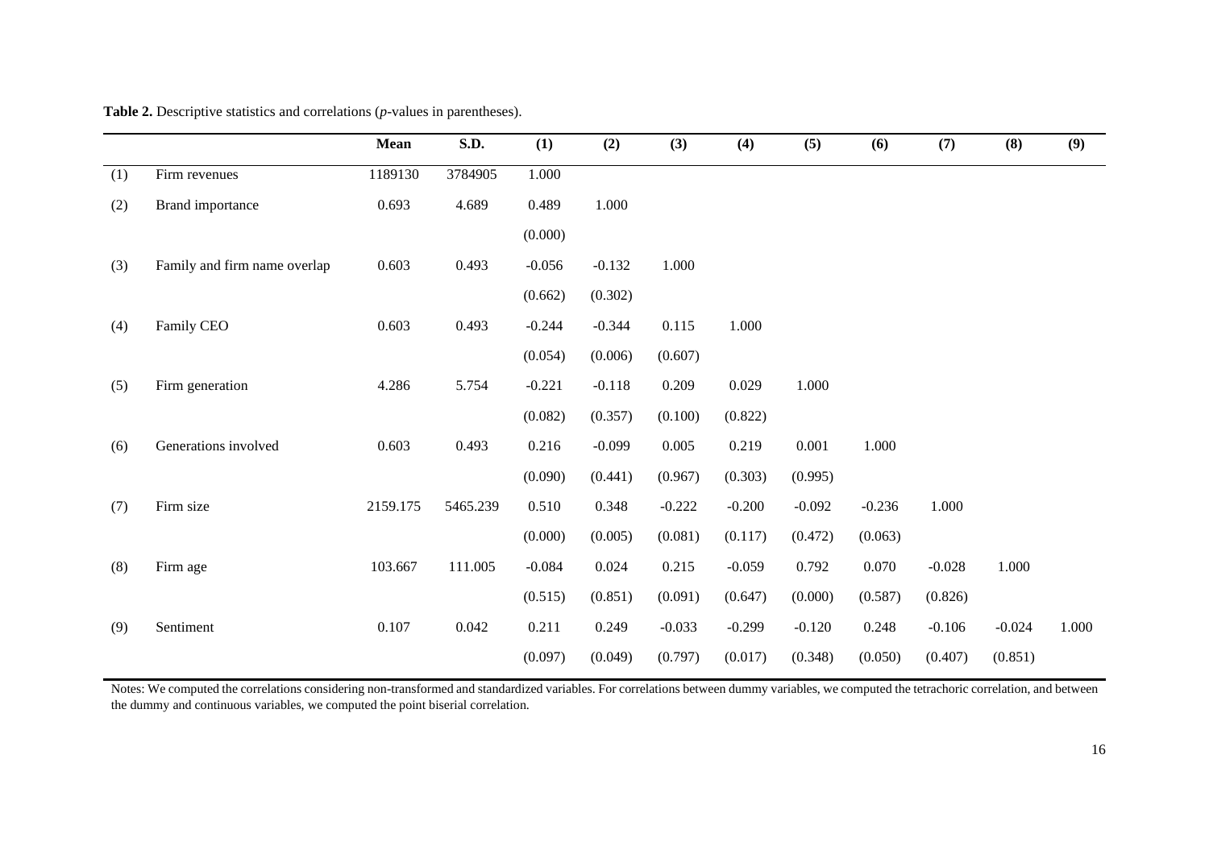**Table 2.** Descriptive statistics and correlations (*p*-values in parentheses).

| | | Mean | S.D. | (1) | (2) | (3) | (4) | (5) | (6) | (7) | (8) | (9) |
|---|---|---|---|---|---|---|---|---|---|---|---|---|
| (1) | Firm revenues | 1189130 | 3784905 | 1.000 | | | | | | | | |
| (2) | Brand importance | 0.693 | 4.689 | 0.489 | 1.000 | | | | | | | |
| | | | | (0.000) | | | | | | | | |
| (3) | Family and firm name overlap | 0.603 | 0.493 | -0.056 | -0.132 | 1.000 | | | | | | |
| | | | | (0.662) | (0.302) | | | | | | | |
| (4) | Family CEO | 0.603 | 0.493 | -0.244 | -0.344 | 0.115 | 1.000 | | | | | |
| | | | | (0.054) | (0.006) | (0.607) | | | | | | |
| (5) | Firm generation | 4.286 | 5.754 | -0.221 | -0.118 | 0.209 | 0.029 | 1.000 | | | | |
| | | | | (0.082) | (0.357) | (0.100) | (0.822) | | | | | |
| (6) | Generations involved | 0.603 | 0.493 | 0.216 | -0.099 | 0.005 | 0.219 | 0.001 | 1.000 | | | |
| | | | | (0.090) | (0.441) | (0.967) | (0.303) | (0.995) | | | | |
| (7) | Firm size | 2159.175 | 5465.239 | 0.510 | 0.348 | -0.222 | -0.200 | -0.092 | -0.236 | 1.000 | | |
| | | | | (0.000) | (0.005) | (0.081) | (0.117) | (0.472) | (0.063) | | | |
| (8) | Firm age | 103.667 | 111.005 | -0.084 | 0.024 | 0.215 | -0.059 | 0.792 | 0.070 | -0.028 | 1.000 | |
| | | | | (0.515) | (0.851) | (0.091) | (0.647) | (0.000) | (0.587) | (0.826) | | |
| (9) | Sentiment | 0.107 | 0.042 | 0.211 | 0.249 | -0.033 | -0.299 | -0.120 | 0.248 | -0.106 | -0.024 | 1.000 |
| | | | | (0.097) | (0.049) | (0.797) | (0.017) | (0.348) | (0.050) | (0.407) | (0.851) | |

Notes: We computed the correlations considering non-transformed and standardized variables. For correlations between dummy variables, we computed the tetrachoric correlation, and between the dummy and continuous variables, we computed the point biserial correlation.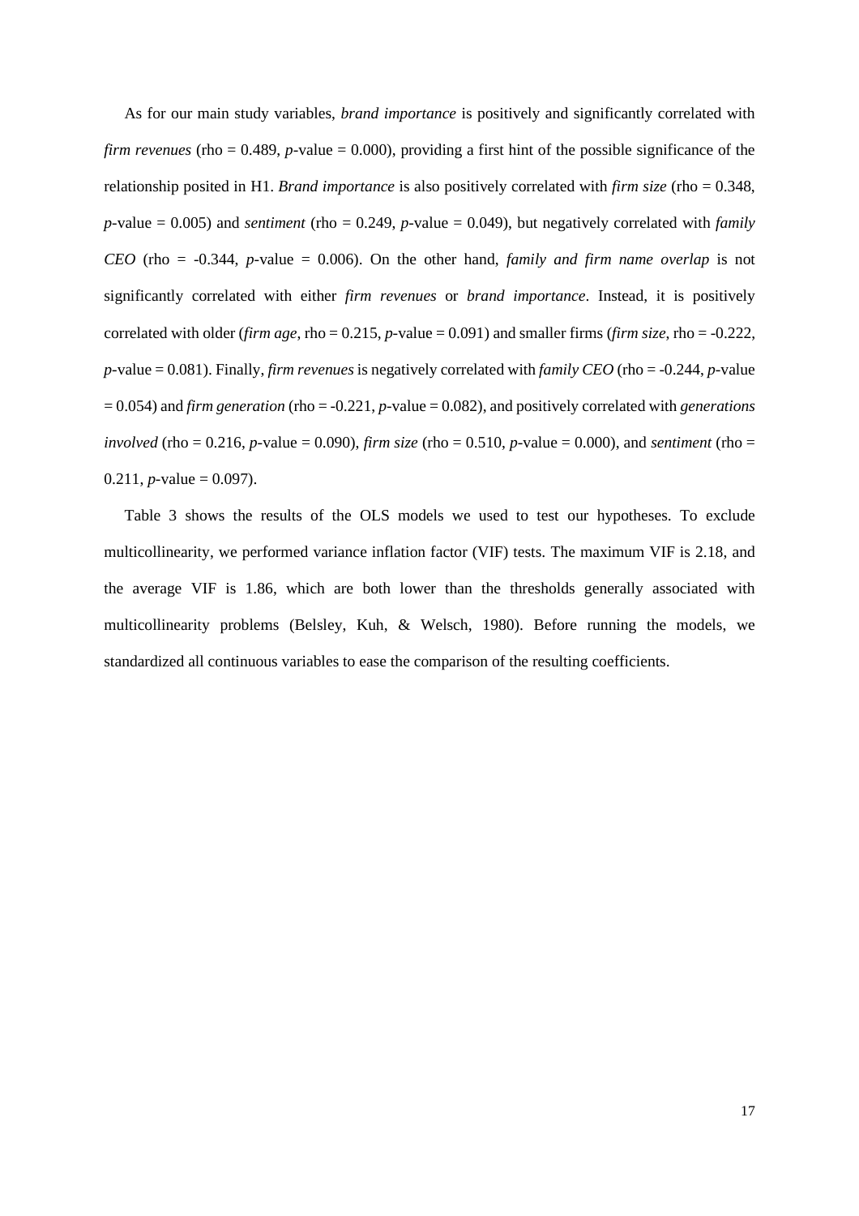As for our main study variables, *brand importance* is positively and significantly correlated with *firm revenues* (rho = 0.489, *p*-value = 0.000), providing a first hint of the possible significance of the relationship posited in H1. *Brand importance* is also positively correlated with *firm size* (rho = 0.348, *p*-value = 0.005) and *sentiment* (rho = 0.249, *p*-value = 0.049), but negatively correlated with *family CEO* (rho = -0.344, *p*-value = 0.006). On the other hand, *family and firm name overlap* is not significantly correlated with either *firm revenues* or *brand importance*. Instead, it is positively correlated with older (*firm age*, rho = 0.215, *p*-value = 0.091) and smaller firms (*firm size*, rho = -0.222, *p*-value = 0.081). Finally, *firm revenues* is negatively correlated with *family CEO* (rho = -0.244, *p*-value = 0.054) and *firm generation* (rho = -0.221, *p*-value = 0.082), and positively correlated with *generations involved* (rho = 0.216, *p*-value = 0.090), *firm size* (rho = 0.510, *p*-value = 0.000), and *sentiment* (rho = 0.211, *p*-value = 0.097).

Table 3 shows the results of the OLS models we used to test our hypotheses. To exclude multicollinearity, we performed variance inflation factor (VIF) tests. The maximum VIF is 2.18, and the average VIF is 1.86, which are both lower than the thresholds generally associated with multicollinearity problems (Belsley, Kuh, & Welsch, 1980). Before running the models, we standardized all continuous variables to ease the comparison of the resulting coefficients.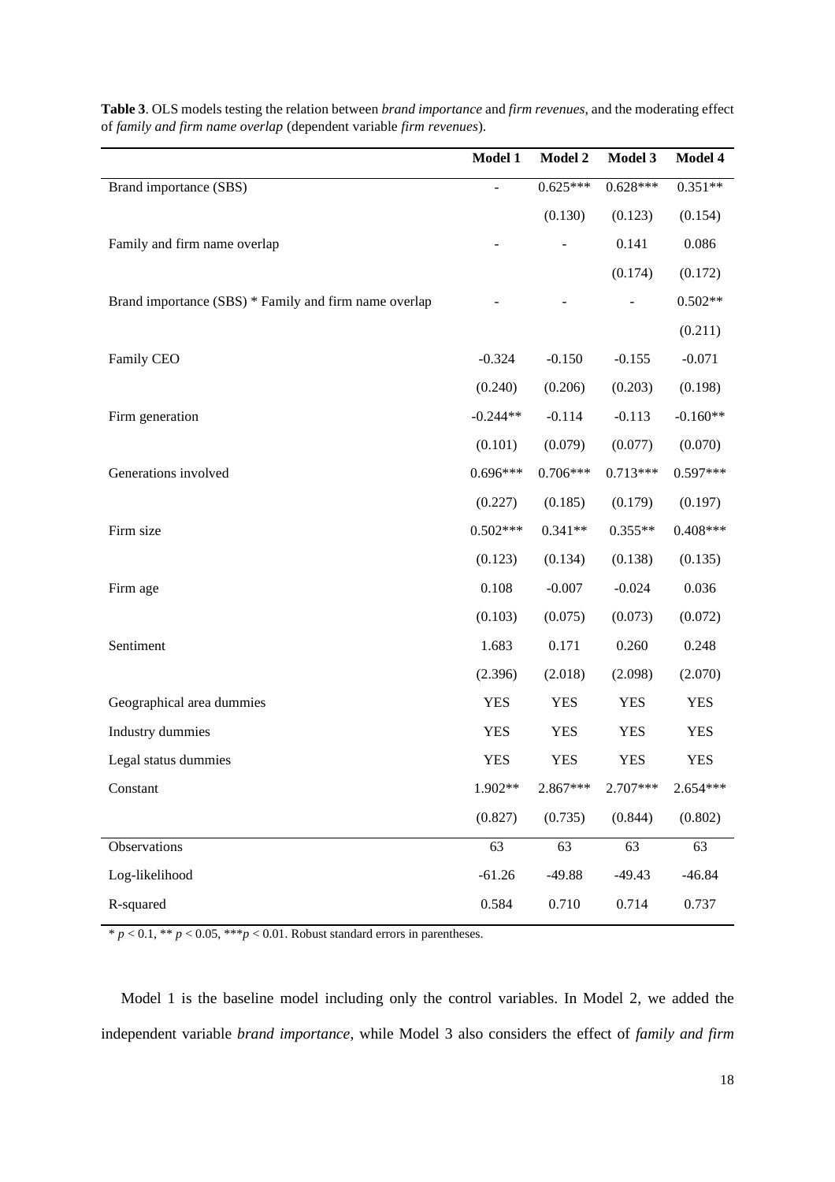**Table 3**. OLS models testing the relation between *brand importance* and *firm revenues*, and the moderating effect of *family and firm name overlap* (dependent variable *firm revenues*).

| | **Model 1** | **Model 2** | **Model 3** | **Model 4** |
|---|---|---|---|---|
| Brand importance (SBS) | - | 0.625*** | 0.628*** | 0.351** |
| | | (0.130) | (0.123) | (0.154) |
| Family and firm name overlap | - | - | 0.141 | 0.086 |
| | | | (0.174) | (0.172) |
| Brand importance (SBS) * Family and firm name overlap | - | - | - | 0.502** |
| | | | | (0.211) |
| Family CEO | -0.324 | -0.150 | -0.155 | -0.071 |
| | (0.240) | (0.206) | (0.203) | (0.198) |
| Firm generation | -0.244** | -0.114 | -0.113 | -0.160** |
| | (0.101) | (0.079) | (0.077) | (0.070) |
| Generations involved | 0.696*** | 0.706*** | 0.713*** | 0.597*** |
| | (0.227) | (0.185) | (0.179) | (0.197) |
| Firm size | 0.502*** | 0.341** | 0.355** | 0.408*** |
| | (0.123) | (0.134) | (0.138) | (0.135) |
| Firm age | 0.108 | -0.007 | -0.024 | 0.036 |
| | (0.103) | (0.075) | (0.073) | (0.072) |
| Sentiment | 1.683 | 0.171 | 0.260 | 0.248 |
| | (2.396) | (2.018) | (2.098) | (2.070) |
| Geographical area dummies | YES | YES | YES | YES |
| Industry dummies | YES | YES | YES | YES |
| Legal status dummies | YES | YES | YES | YES |
| Constant | 1.902** | 2.867*** | 2.707*** | 2.654*** |
| | (0.827) | (0.735) | (0.844) | (0.802) |
| Observations | 63 | 63 | 63 | 63 |
| Log-likelihood | -61.26 | -49.88 | -49.43 | -46.84 |
| R-squared | 0.584 | 0.710 | 0.714 | 0.737 |

* $p < 0.1$, ** $p < 0.05$, *** $p < 0.01$. Robust standard errors in parentheses.

Model 1 is the baseline model including only the control variables. In Model 2, we added the independent variable *brand importance*, while Model 3 also considers the effect of *family and firm*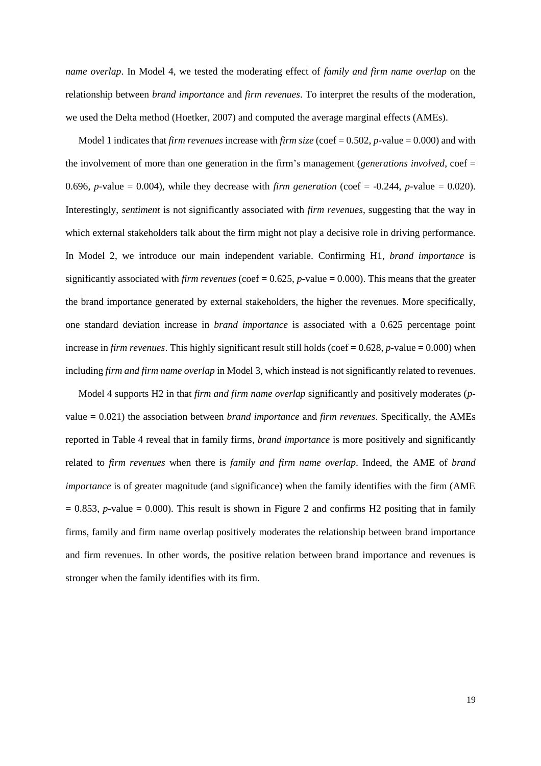*name overlap*. In Model 4, we tested the moderating effect of *family and firm name overlap* on the relationship between *brand importance* and *firm revenues*. To interpret the results of the moderation, we used the Delta method (Hoetker, 2007) and computed the average marginal effects (AMEs).

Model 1 indicates that *firm revenues* increase with *firm size* (coef = 0.502, *p*-value = 0.000) and with the involvement of more than one generation in the firm's management (*generations involved*, coef = 0.696, *p*-value = 0.004), while they decrease with *firm generation* (coef = -0.244, *p*-value = 0.020). Interestingly, *sentiment* is not significantly associated with *firm revenues*, suggesting that the way in which external stakeholders talk about the firm might not play a decisive role in driving performance. In Model 2, we introduce our main independent variable. Confirming H1, *brand importance* is significantly associated with *firm revenues* (coef = 0.625, *p*-value = 0.000). This means that the greater the brand importance generated by external stakeholders, the higher the revenues. More specifically, one standard deviation increase in *brand importance* is associated with a 0.625 percentage point increase in *firm revenues*. This highly significant result still holds (coef = 0.628, *p*-value = 0.000) when including *firm and firm name overlap* in Model 3, which instead is not significantly related to revenues.

Model 4 supports H2 in that *firm and firm name overlap* significantly and positively moderates (*p*-value = 0.021) the association between *brand importance* and *firm revenues*. Specifically, the AMEs reported in Table 4 reveal that in family firms, *brand importance* is more positively and significantly related to *firm revenues* when there is *family and firm name overlap*. Indeed, the AME of *brand importance* is of greater magnitude (and significance) when the family identifies with the firm (AME = 0.853, *p*-value = 0.000). This result is shown in Figure 2 and confirms H2 positing that in family firms, family and firm name overlap positively moderates the relationship between brand importance and firm revenues. In other words, the positive relation between brand importance and revenues is stronger when the family identifies with its firm.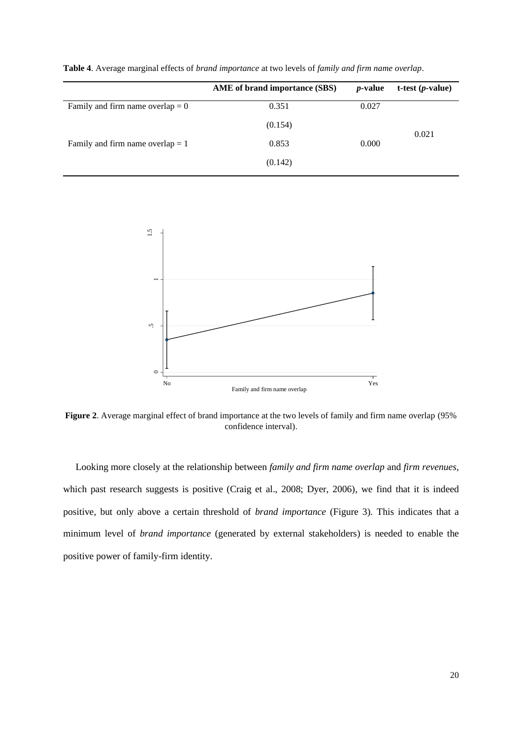**Table 4**. Average marginal effects of *brand importance* at two levels of *family and firm name overlap*.

| | AME of brand importance (SBS) | *p*-value | t-test (*p*-value) |
|---|---|---|---|
| Family and firm name overlap = 0 | 0.351 | 0.027 | 0.021 |
| | (0.154) | | |
| Family and firm name overlap = 1 | 0.853 | 0.000 | |
| | (0.142) | | |

**Figure 2**. Average marginal effect of brand importance at the two levels of family and firm name overlap (95% confidence interval).

Looking more closely at the relationship between *family and firm name overlap* and *firm revenues*, which past research suggests is positive (Craig et al., 2008; Dyer, 2006), we find that it is indeed positive, but only above a certain threshold of *brand importance* (Figure 3). This indicates that a minimum level of *brand importance* (generated by external stakeholders) is needed to enable the positive power of family-firm identity.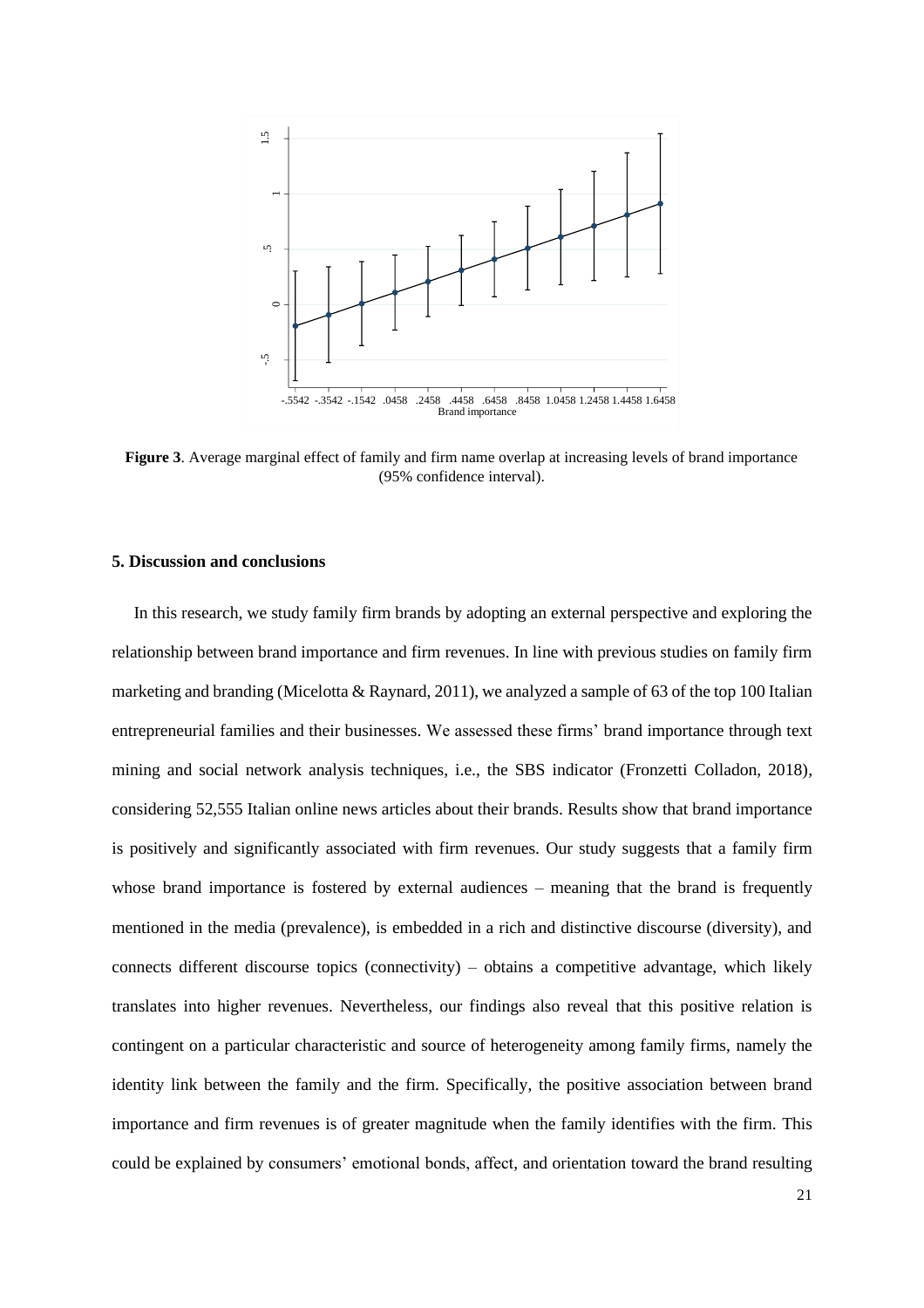**Figure 3**. Average marginal effect of family and firm name overlap at increasing levels of brand importance (95% confidence interval).

## 5. Discussion and conclusions

In this research, we study family firm brands by adopting an external perspective and exploring the relationship between brand importance and firm revenues. In line with previous studies on family firm marketing and branding (Micelotta & Raynard, 2011), we analyzed a sample of 63 of the top 100 Italian entrepreneurial families and their businesses. We assessed these firms' brand importance through text mining and social network analysis techniques, i.e., the SBS indicator (Fronzetti Colladon, 2018), considering 52,555 Italian online news articles about their brands. Results show that brand importance is positively and significantly associated with firm revenues. Our study suggests that a family firm whose brand importance is fostered by external audiences – meaning that the brand is frequently mentioned in the media (prevalence), is embedded in a rich and distinctive discourse (diversity), and connects different discourse topics (connectivity) – obtains a competitive advantage, which likely translates into higher revenues. Nevertheless, our findings also reveal that this positive relation is contingent on a particular characteristic and source of heterogeneity among family firms, namely the identity link between the family and the firm. Specifically, the positive association between brand importance and firm revenues is of greater magnitude when the family identifies with the firm. This could be explained by consumers' emotional bonds, affect, and orientation toward the brand resulting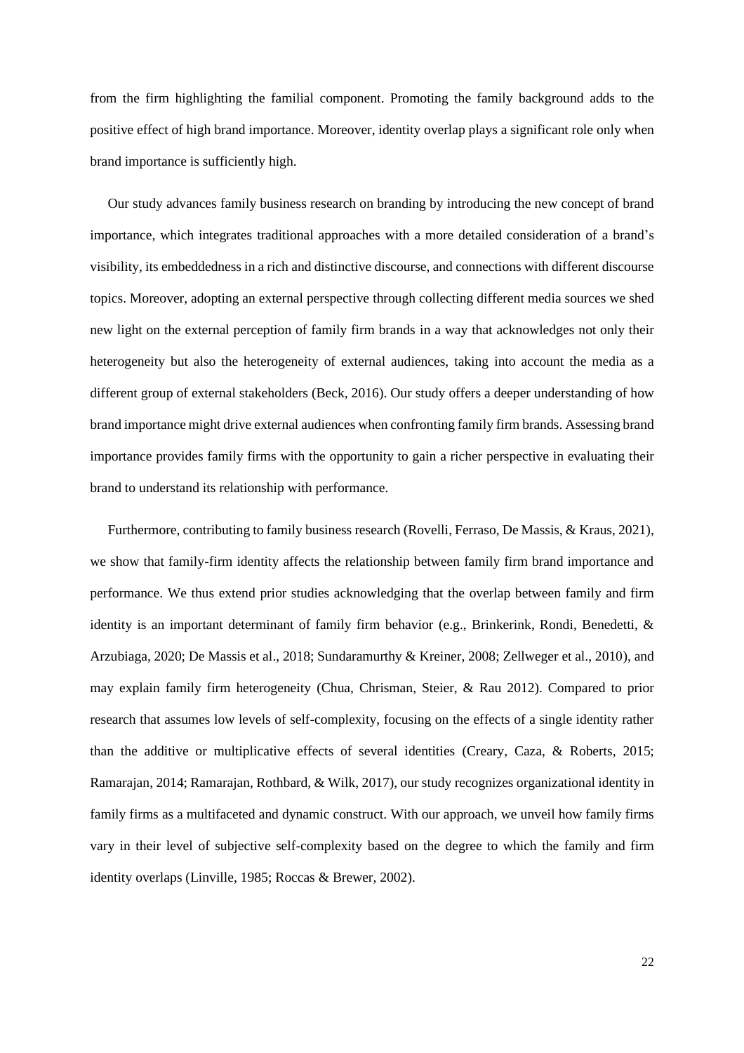from the firm highlighting the familial component. Promoting the family background adds to the positive effect of high brand importance. Moreover, identity overlap plays a significant role only when brand importance is sufficiently high.

Our study advances family business research on branding by introducing the new concept of brand importance, which integrates traditional approaches with a more detailed consideration of a brand's visibility, its embeddedness in a rich and distinctive discourse, and connections with different discourse topics. Moreover, adopting an external perspective through collecting different media sources we shed new light on the external perception of family firm brands in a way that acknowledges not only their heterogeneity but also the heterogeneity of external audiences, taking into account the media as a different group of external stakeholders (Beck, 2016). Our study offers a deeper understanding of how brand importance might drive external audiences when confronting family firm brands. Assessing brand importance provides family firms with the opportunity to gain a richer perspective in evaluating their brand to understand its relationship with performance.

Furthermore, contributing to family business research (Rovelli, Ferraso, De Massis, & Kraus, 2021), we show that family-firm identity affects the relationship between family firm brand importance and performance. We thus extend prior studies acknowledging that the overlap between family and firm identity is an important determinant of family firm behavior (e.g., Brinkerink, Rondi, Benedetti, & Arzubiaga, 2020; De Massis et al., 2018; Sundaramurthy & Kreiner, 2008; Zellweger et al., 2010), and may explain family firm heterogeneity (Chua, Chrisman, Steier, & Rau 2012). Compared to prior research that assumes low levels of self-complexity, focusing on the effects of a single identity rather than the additive or multiplicative effects of several identities (Creary, Caza, & Roberts, 2015; Ramarajan, 2014; Ramarajan, Rothbard, & Wilk, 2017), our study recognizes organizational identity in family firms as a multifaceted and dynamic construct. With our approach, we unveil how family firms vary in their level of subjective self-complexity based on the degree to which the family and firm identity overlaps (Linville, 1985; Roccas & Brewer, 2002).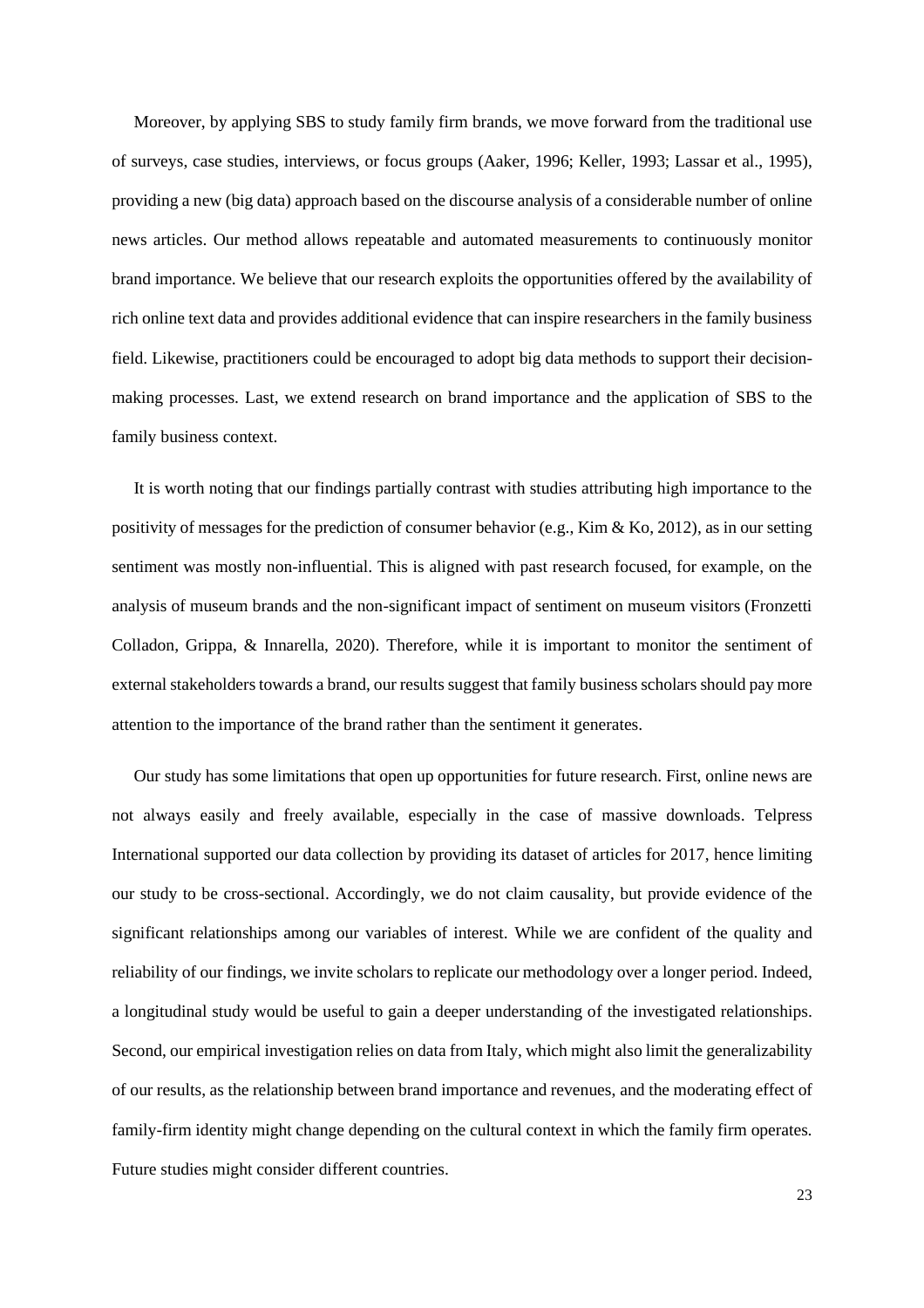Moreover, by applying SBS to study family firm brands, we move forward from the traditional use of surveys, case studies, interviews, or focus groups (Aaker, 1996; Keller, 1993; Lassar et al., 1995), providing a new (big data) approach based on the discourse analysis of a considerable number of online news articles. Our method allows repeatable and automated measurements to continuously monitor brand importance. We believe that our research exploits the opportunities offered by the availability of rich online text data and provides additional evidence that can inspire researchers in the family business field. Likewise, practitioners could be encouraged to adopt big data methods to support their decision-making processes. Last, we extend research on brand importance and the application of SBS to the family business context.

It is worth noting that our findings partially contrast with studies attributing high importance to the positivity of messages for the prediction of consumer behavior (e.g., Kim & Ko, 2012), as in our setting sentiment was mostly non-influential. This is aligned with past research focused, for example, on the analysis of museum brands and the non-significant impact of sentiment on museum visitors (Fronzetti Colladon, Grippa, & Innarella, 2020). Therefore, while it is important to monitor the sentiment of external stakeholders towards a brand, our results suggest that family business scholars should pay more attention to the importance of the brand rather than the sentiment it generates.

Our study has some limitations that open up opportunities for future research. First, online news are not always easily and freely available, especially in the case of massive downloads. Telpress International supported our data collection by providing its dataset of articles for 2017, hence limiting our study to be cross-sectional. Accordingly, we do not claim causality, but provide evidence of the significant relationships among our variables of interest. While we are confident of the quality and reliability of our findings, we invite scholars to replicate our methodology over a longer period. Indeed, a longitudinal study would be useful to gain a deeper understanding of the investigated relationships. Second, our empirical investigation relies on data from Italy, which might also limit the generalizability of our results, as the relationship between brand importance and revenues, and the moderating effect of family-firm identity might change depending on the cultural context in which the family firm operates. Future studies might consider different countries.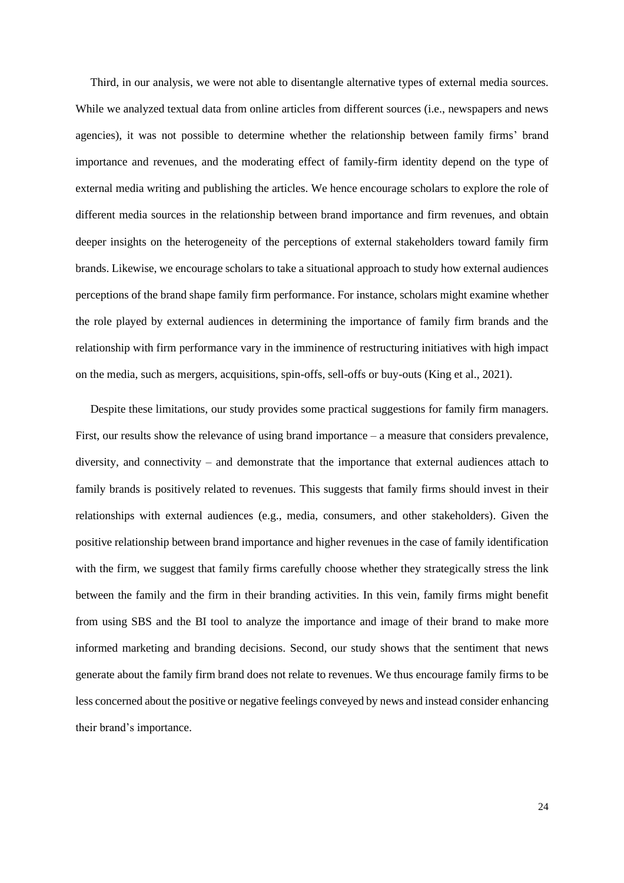Third, in our analysis, we were not able to disentangle alternative types of external media sources. While we analyzed textual data from online articles from different sources (i.e., newspapers and news agencies), it was not possible to determine whether the relationship between family firms' brand importance and revenues, and the moderating effect of family-firm identity depend on the type of external media writing and publishing the articles. We hence encourage scholars to explore the role of different media sources in the relationship between brand importance and firm revenues, and obtain deeper insights on the heterogeneity of the perceptions of external stakeholders toward family firm brands. Likewise, we encourage scholars to take a situational approach to study how external audiences perceptions of the brand shape family firm performance. For instance, scholars might examine whether the role played by external audiences in determining the importance of family firm brands and the relationship with firm performance vary in the imminence of restructuring initiatives with high impact on the media, such as mergers, acquisitions, spin-offs, sell-offs or buy-outs (King et al., 2021).

Despite these limitations, our study provides some practical suggestions for family firm managers. First, our results show the relevance of using brand importance – a measure that considers prevalence, diversity, and connectivity – and demonstrate that the importance that external audiences attach to family brands is positively related to revenues. This suggests that family firms should invest in their relationships with external audiences (e.g., media, consumers, and other stakeholders). Given the positive relationship between brand importance and higher revenues in the case of family identification with the firm, we suggest that family firms carefully choose whether they strategically stress the link between the family and the firm in their branding activities. In this vein, family firms might benefit from using SBS and the BI tool to analyze the importance and image of their brand to make more informed marketing and branding decisions. Second, our study shows that the sentiment that news generate about the family firm brand does not relate to revenues. We thus encourage family firms to be less concerned about the positive or negative feelings conveyed by news and instead consider enhancing their brand's importance.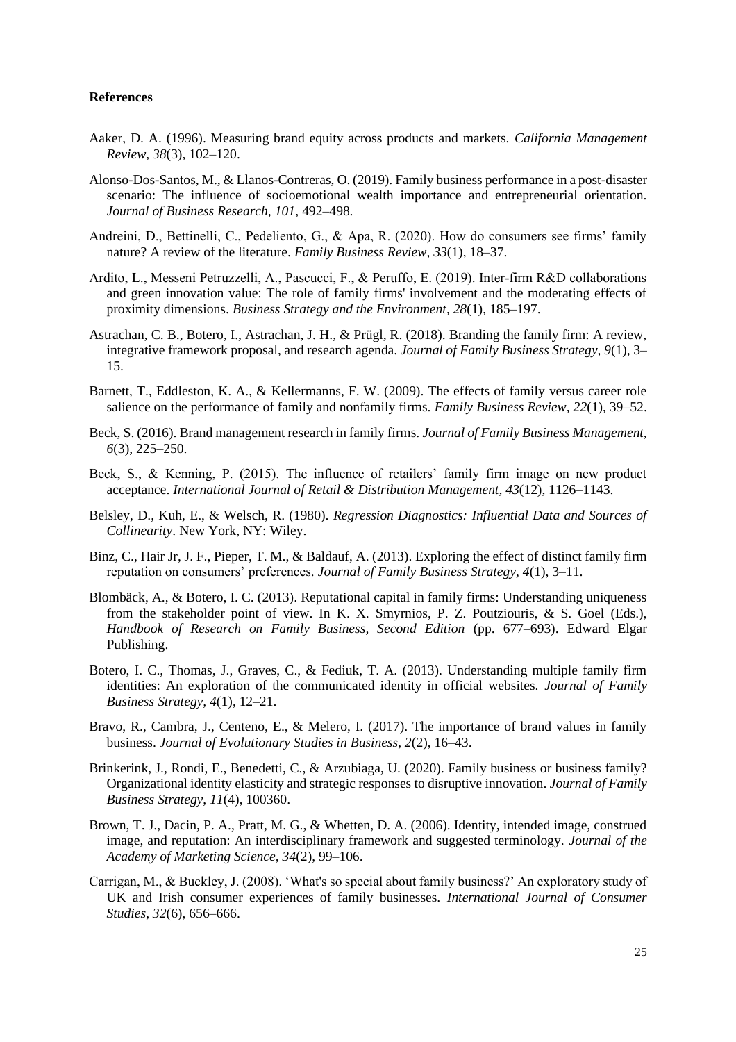**References**

Aaker, D. A. (1996). Measuring brand equity across products and markets. *California Management Review, 38*(3), 102–120.

Alonso-Dos-Santos, M., & Llanos-Contreras, O. (2019). Family business performance in a post-disaster scenario: The influence of socioemotional wealth importance and entrepreneurial orientation. *Journal of Business Research, 101*, 492–498.

Andreini, D., Bettinelli, C., Pedeliento, G., & Apa, R. (2020). How do consumers see firms' family nature? A review of the literature. *Family Business Review, 33*(1), 18–37.

Ardito, L., Messeni Petruzzelli, A., Pascucci, F., & Peruffo, E. (2019). Inter-firm R&D collaborations and green innovation value: The role of family firms' involvement and the moderating effects of proximity dimensions. *Business Strategy and the Environment, 28*(1), 185–197.

Astrachan, C. B., Botero, I., Astrachan, J. H., & Prügl, R. (2018). Branding the family firm: A review, integrative framework proposal, and research agenda. *Journal of Family Business Strategy, 9*(1), 3–15.

Barnett, T., Eddleston, K. A., & Kellermanns, F. W. (2009). The effects of family versus career role salience on the performance of family and nonfamily firms. *Family Business Review, 22*(1), 39–52.

Beck, S. (2016). Brand management research in family firms. *Journal of Family Business Management, 6*(3), 225–250.

Beck, S., & Kenning, P. (2015). The influence of retailers' family firm image on new product acceptance. *International Journal of Retail & Distribution Management, 43*(12), 1126–1143.

Belsley, D., Kuh, E., & Welsch, R. (1980). *Regression Diagnostics: Influential Data and Sources of Collinearity*. New York, NY: Wiley.

Binz, C., Hair Jr, J. F., Pieper, T. M., & Baldauf, A. (2013). Exploring the effect of distinct family firm reputation on consumers' preferences. *Journal of Family Business Strategy, 4*(1), 3–11.

Blombäck, A., & Botero, I. C. (2013). Reputational capital in family firms: Understanding uniqueness from the stakeholder point of view. In K. X. Smyrnios, P. Z. Poutziouris, & S. Goel (Eds.), *Handbook of Research on Family Business, Second Edition* (pp. 677–693). Edward Elgar Publishing.

Botero, I. C., Thomas, J., Graves, C., & Fediuk, T. A. (2013). Understanding multiple family firm identities: An exploration of the communicated identity in official websites. *Journal of Family Business Strategy, 4*(1), 12–21.

Bravo, R., Cambra, J., Centeno, E., & Melero, I. (2017). The importance of brand values in family business. *Journal of Evolutionary Studies in Business, 2*(2), 16–43.

Brinkerink, J., Rondi, E., Benedetti, C., & Arzubiaga, U. (2020). Family business or business family? Organizational identity elasticity and strategic responses to disruptive innovation. *Journal of Family Business Strategy, 11*(4), 100360.

Brown, T. J., Dacin, P. A., Pratt, M. G., & Whetten, D. A. (2006). Identity, intended image, construed image, and reputation: An interdisciplinary framework and suggested terminology. *Journal of the Academy of Marketing Science, 34*(2), 99–106.

Carrigan, M., & Buckley, J. (2008). 'What's so special about family business?' An exploratory study of UK and Irish consumer experiences of family businesses. *International Journal of Consumer Studies, 32*(6), 656–666.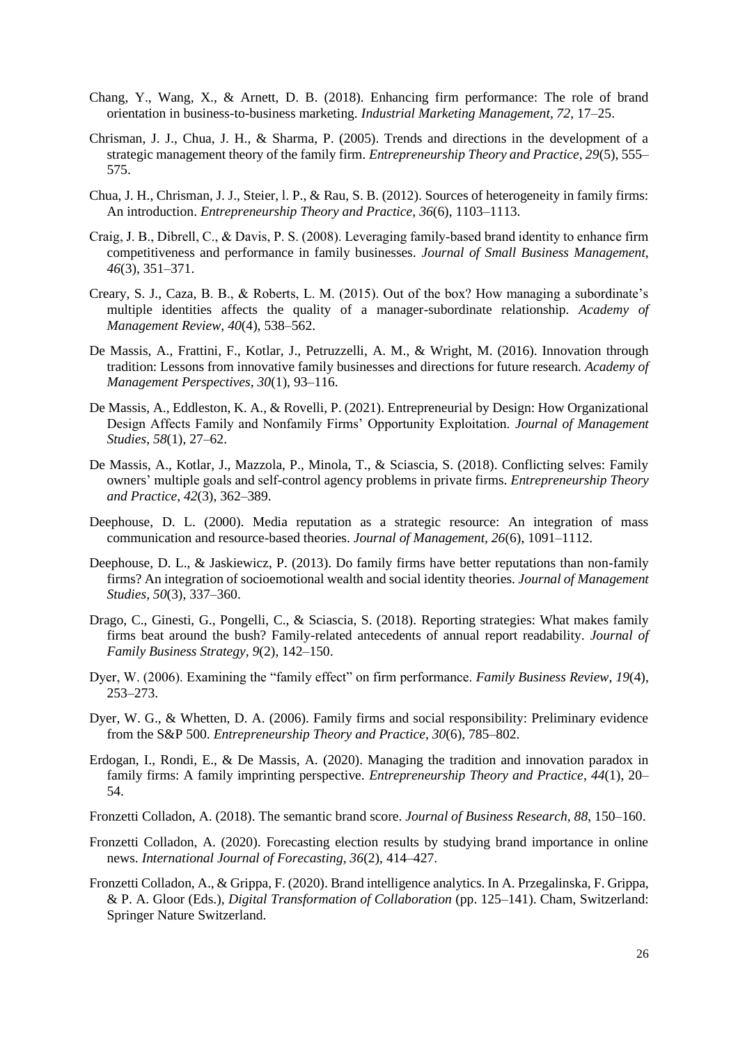Chang, Y., Wang, X., & Arnett, D. B. (2018). Enhancing firm performance: The role of brand orientation in business-to-business marketing. *Industrial Marketing Management*, *72*, 17–25.

Chrisman, J. J., Chua, J. H., & Sharma, P. (2005). Trends and directions in the development of a strategic management theory of the family firm. *Entrepreneurship Theory and Practice*, *29*(5), 555–575.

Chua, J. H., Chrisman, J. J., Steier, l. P., & Rau, S. B. (2012). Sources of heterogeneity in family firms: An introduction. *Entrepreneurship Theory and Practice, 36*(6), 1103–1113.

Craig, J. B., Dibrell, C., & Davis, P. S. (2008). Leveraging family-based brand identity to enhance firm competitiveness and performance in family businesses. *Journal of Small Business Management, 46*(3), 351–371.

Creary, S. J., Caza, B. B., & Roberts, L. M. (2015). Out of the box? How managing a subordinate's multiple identities affects the quality of a manager-subordinate relationship. *Academy of Management Review, 40*(4), 538–562.

De Massis, A., Frattini, F., Kotlar, J., Petruzzelli, A. M., & Wright, M. (2016). Innovation through tradition: Lessons from innovative family businesses and directions for future research. *Academy of Management Perspectives*, *30*(1), 93–116.

De Massis, A., Eddleston, K. A., & Rovelli, P. (2021). Entrepreneurial by Design: How Organizational Design Affects Family and Nonfamily Firms' Opportunity Exploitation. *Journal of Management Studies*, *58*(1), 27–62.

De Massis, A., Kotlar, J., Mazzola, P., Minola, T., & Sciascia, S. (2018). Conflicting selves: Family owners' multiple goals and self-control agency problems in private firms. *Entrepreneurship Theory and Practice, 42*(3), 362–389.

Deephouse, D. L. (2000). Media reputation as a strategic resource: An integration of mass communication and resource-based theories. *Journal of Management, 26*(6), 1091–1112.

Deephouse, D. L., & Jaskiewicz, P. (2013). Do family firms have better reputations than non-family firms? An integration of socioemotional wealth and social identity theories. *Journal of Management Studies, 50*(3), 337–360.

Drago, C., Ginesti, G., Pongelli, C., & Sciascia, S. (2018). Reporting strategies: What makes family firms beat around the bush? Family-related antecedents of annual report readability. *Journal of Family Business Strategy, 9*(2), 142–150.

Dyer, W. (2006). Examining the "family effect" on firm performance. *Family Business Review, 19*(4), 253–273.

Dyer, W. G., & Whetten, D. A. (2006). Family firms and social responsibility: Preliminary evidence from the S&P 500. *Entrepreneurship Theory and Practice, 30*(6), 785–802.

Erdogan, I., Rondi, E., & De Massis, A. (2020). Managing the tradition and innovation paradox in family firms: A family imprinting perspective. *Entrepreneurship Theory and Practice*, *44*(1), 20–54.

Fronzetti Colladon, A. (2018). The semantic brand score. *Journal of Business Research, 88*, 150–160.

Fronzetti Colladon, A. (2020). Forecasting election results by studying brand importance in online news. *International Journal of Forecasting, 36*(2), 414–427.

Fronzetti Colladon, A., & Grippa, F. (2020). Brand intelligence analytics. In A. Przegalinska, F. Grippa, & P. A. Gloor (Eds.), *Digital Transformation of Collaboration* (pp. 125–141). Cham, Switzerland: Springer Nature Switzerland.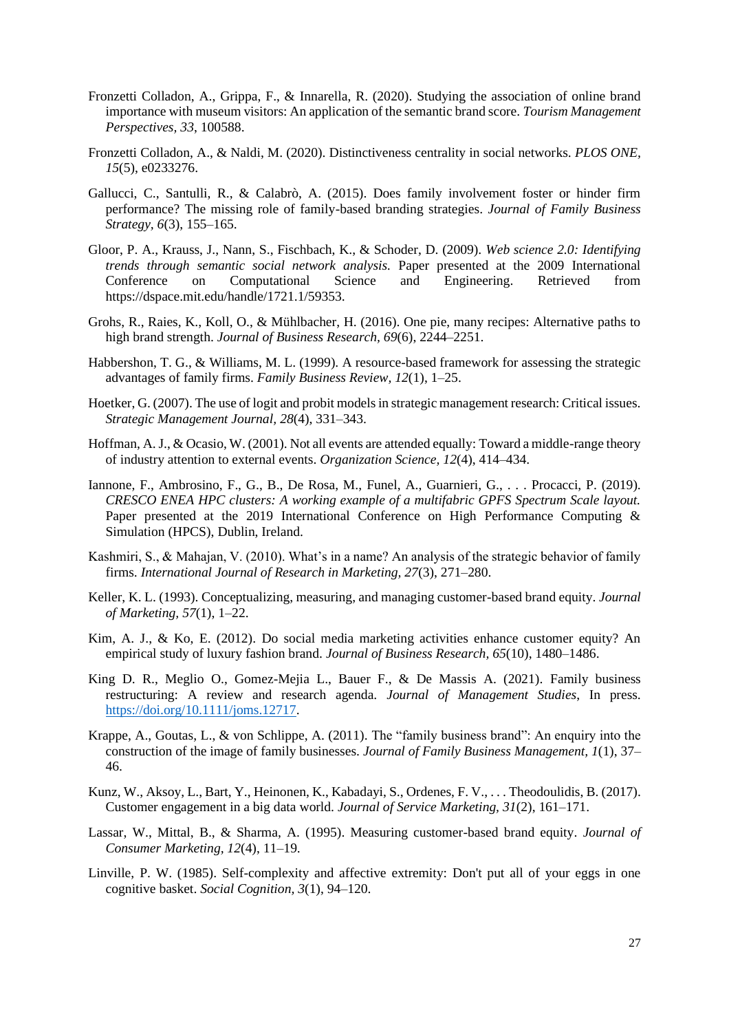Fronzetti Colladon, A., Grippa, F., & Innarella, R. (2020). Studying the association of online brand importance with museum visitors: An application of the semantic brand score. *Tourism Management Perspectives, 33*, 100588.

Fronzetti Colladon, A., & Naldi, M. (2020). Distinctiveness centrality in social networks. *PLOS ONE, 15*(5), e0233276.

Gallucci, C., Santulli, R., & Calabrò, A. (2015). Does family involvement foster or hinder firm performance? The missing role of family-based branding strategies. *Journal of Family Business Strategy*, *6*(3), 155–165.

Gloor, P. A., Krauss, J., Nann, S., Fischbach, K., & Schoder, D. (2009). *Web science 2.0: Identifying trends through semantic social network analysis.* Paper presented at the 2009 International Conference on Computational Science and Engineering. Retrieved from https://dspace.mit.edu/handle/1721.1/59353.

Grohs, R., Raies, K., Koll, O., & Mühlbacher, H. (2016). One pie, many recipes: Alternative paths to high brand strength. *Journal of Business Research, 69*(6), 2244–2251.

Habbershon, T. G., & Williams, M. L. (1999). A resource-based framework for assessing the strategic advantages of family firms. *Family Business Review*, *12*(1), 1–25.

Hoetker, G. (2007). The use of logit and probit models in strategic management research: Critical issues. *Strategic Management Journal*, *28*(4), 331–343.

Hoffman, A. J., & Ocasio, W. (2001). Not all events are attended equally: Toward a middle-range theory of industry attention to external events. *Organization Science*, *12*(4), 414–434.

Iannone, F., Ambrosino, F., G., B., De Rosa, M., Funel, A., Guarnieri, G., . . . Procacci, P. (2019). *CRESCO ENEA HPC clusters: A working example of a multifabric GPFS Spectrum Scale layout.* Paper presented at the 2019 International Conference on High Performance Computing & Simulation (HPCS), Dublin, Ireland.

Kashmiri, S., & Mahajan, V. (2010). What's in a name? An analysis of the strategic behavior of family firms. *International Journal of Research in Marketing, 27*(3), 271–280.

Keller, K. L. (1993). Conceptualizing, measuring, and managing customer-based brand equity. *Journal of Marketing, 57*(1), 1–22.

Kim, A. J., & Ko, E. (2012). Do social media marketing activities enhance customer equity? An empirical study of luxury fashion brand. *Journal of Business Research, 65*(10), 1480–1486.

King D. R., Meglio O., Gomez-Mejia L., Bauer F., & De Massis A. (2021). Family business restructuring: A review and research agenda. *Journal of Management Studies*, In press. https://doi.org/10.1111/joms.12717.

Krappe, A., Goutas, L., & von Schlippe, A. (2011). The "family business brand": An enquiry into the construction of the image of family businesses. *Journal of Family Business Management, 1*(1), 37–46.

Kunz, W., Aksoy, L., Bart, Y., Heinonen, K., Kabadayi, S., Ordenes, F. V., . . . Theodoulidis, B. (2017). Customer engagement in a big data world. *Journal of Service Marketing, 31*(2), 161–171.

Lassar, W., Mittal, B., & Sharma, A. (1995). Measuring customer-based brand equity. *Journal of Consumer Marketing*, *12*(4), 11–19.

Linville, P. W. (1985). Self-complexity and affective extremity: Don't put all of your eggs in one cognitive basket. *Social Cognition, 3*(1), 94–120.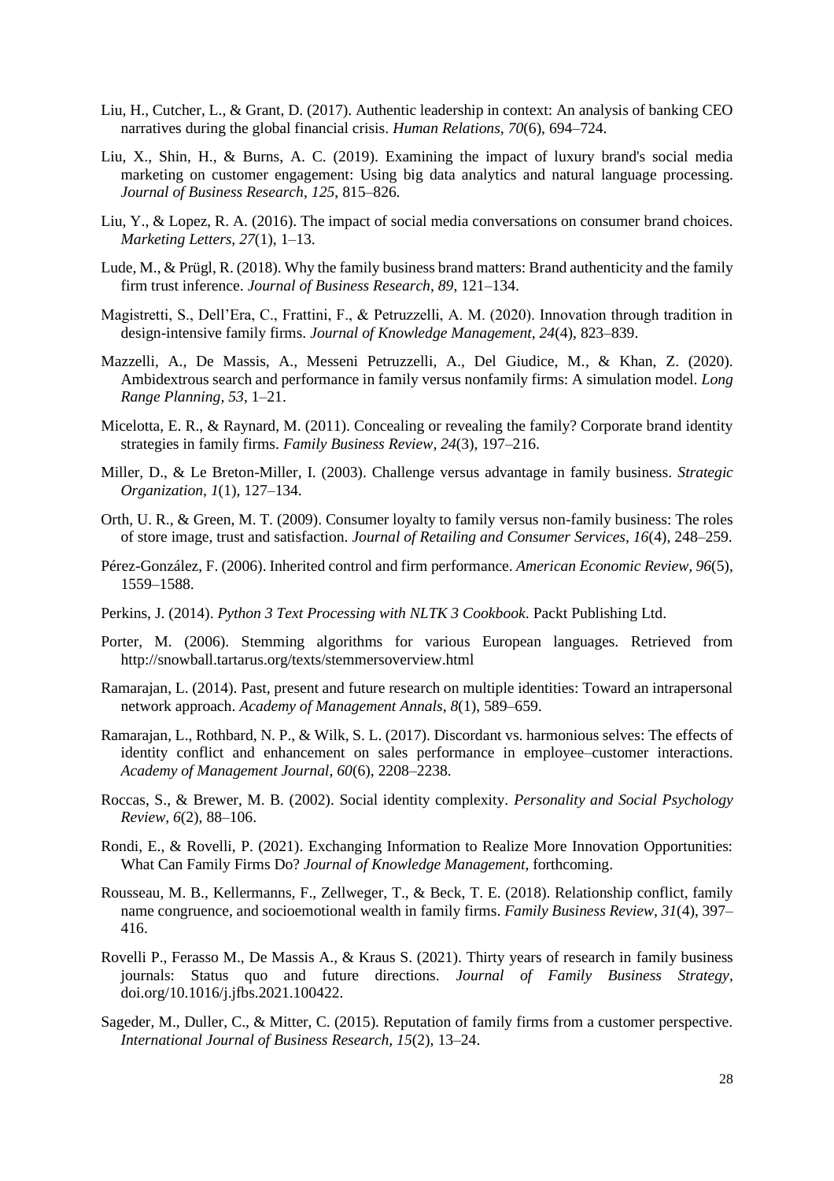Liu, H., Cutcher, L., & Grant, D. (2017). Authentic leadership in context: An analysis of banking CEO narratives during the global financial crisis. *Human Relations, 70*(6), 694–724.

Liu, X., Shin, H., & Burns, A. C. (2019). Examining the impact of luxury brand's social media marketing on customer engagement: Using big data analytics and natural language processing. *Journal of Business Research*, *125*, 815–826.

Liu, Y., & Lopez, R. A. (2016). The impact of social media conversations on consumer brand choices. *Marketing Letters, 27*(1), 1–13.

Lude, M., & Prügl, R. (2018). Why the family business brand matters: Brand authenticity and the family firm trust inference. *Journal of Business Research, 89*, 121–134.

Magistretti, S., Dell'Era, C., Frattini, F., & Petruzzelli, A. M. (2020). Innovation through tradition in design-intensive family firms. *Journal of Knowledge Management*, *24*(4), 823–839.

Mazzelli, A., De Massis, A., Messeni Petruzzelli, A., Del Giudice, M., & Khan, Z. (2020). Ambidextrous search and performance in family versus nonfamily firms: A simulation model. *Long Range Planning, 53*, 1–21.

Micelotta, E. R., & Raynard, M. (2011). Concealing or revealing the family? Corporate brand identity strategies in family firms. *Family Business Review, 24*(3), 197–216.

Miller, D., & Le Breton-Miller, I. (2003). Challenge versus advantage in family business. *Strategic Organization, 1*(1), 127–134.

Orth, U. R., & Green, M. T. (2009). Consumer loyalty to family versus non-family business: The roles of store image, trust and satisfaction. *Journal of Retailing and Consumer Services, 16*(4), 248–259.

Pérez-González, F. (2006). Inherited control and firm performance. *American Economic Review, 96*(5), 1559–1588.

Perkins, J. (2014). *Python 3 Text Processing with NLTK 3 Cookbook*. Packt Publishing Ltd.

Porter, M. (2006). Stemming algorithms for various European languages. Retrieved from http://snowball.tartarus.org/texts/stemmersoverview.html

Ramarajan, L. (2014). Past, present and future research on multiple identities: Toward an intrapersonal network approach. *Academy of Management Annals, 8*(1), 589–659.

Ramarajan, L., Rothbard, N. P., & Wilk, S. L. (2017). Discordant vs. harmonious selves: The effects of identity conflict and enhancement on sales performance in employee–customer interactions. *Academy of Management Journal*, *60*(6), 2208–2238.

Roccas, S., & Brewer, M. B. (2002). Social identity complexity. *Personality and Social Psychology Review*, *6*(2), 88–106.

Rondi, E., & Rovelli, P. (2021). Exchanging Information to Realize More Innovation Opportunities: What Can Family Firms Do? *Journal of Knowledge Management*, forthcoming.

Rousseau, M. B., Kellermanns, F., Zellweger, T., & Beck, T. E. (2018). Relationship conflict, family name congruence, and socioemotional wealth in family firms. *Family Business Review, 31*(4), 397–416.

Rovelli P., Ferasso M., De Massis A., & Kraus S. (2021). Thirty years of research in family business journals: Status quo and future directions. *Journal of Family Business Strategy*, doi.org/10.1016/j.jfbs.2021.100422.

Sageder, M., Duller, C., & Mitter, C. (2015). Reputation of family firms from a customer perspective. *International Journal of Business Research, 15*(2), 13–24.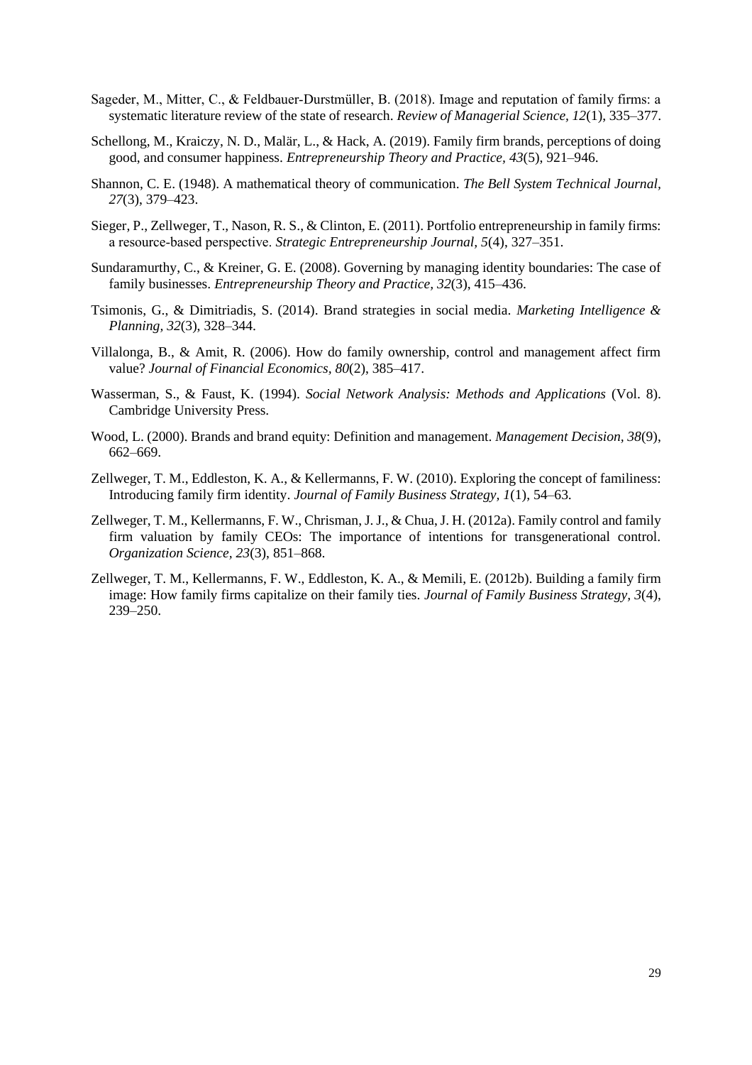Sageder, M., Mitter, C., & Feldbauer-Durstmüller, B. (2018). Image and reputation of family firms: a systematic literature review of the state of research. *Review of Managerial Science, 12*(1), 335–377.

Schellong, M., Kraiczy, N. D., Malär, L., & Hack, A. (2019). Family firm brands, perceptions of doing good, and consumer happiness. *Entrepreneurship Theory and Practice, 43*(5), 921–946.

Shannon, C. E. (1948). A mathematical theory of communication. *The Bell System Technical Journal, 27*(3), 379–423.

Sieger, P., Zellweger, T., Nason, R. S., & Clinton, E. (2011). Portfolio entrepreneurship in family firms: a resource-based perspective. *Strategic Entrepreneurship Journal, 5*(4), 327–351.

Sundaramurthy, C., & Kreiner, G. E. (2008). Governing by managing identity boundaries: The case of family businesses. *Entrepreneurship Theory and Practice, 32*(3), 415–436.

Tsimonis, G., & Dimitriadis, S. (2014). Brand strategies in social media. *Marketing Intelligence & Planning, 32*(3), 328–344.

Villalonga, B., & Amit, R. (2006). How do family ownership, control and management affect firm value? *Journal of Financial Economics, 80*(2), 385–417.

Wasserman, S., & Faust, K. (1994). *Social Network Analysis: Methods and Applications* (Vol. 8). Cambridge University Press.

Wood, L. (2000). Brands and brand equity: Definition and management. *Management Decision, 38*(9), 662–669.

Zellweger, T. M., Eddleston, K. A., & Kellermanns, F. W. (2010). Exploring the concept of familiness: Introducing family firm identity. *Journal of Family Business Strategy, 1*(1), 54–63.

Zellweger, T. M., Kellermanns, F. W., Chrisman, J. J., & Chua, J. H. (2012a). Family control and family firm valuation by family CEOs: The importance of intentions for transgenerational control. *Organization Science, 23*(3), 851–868.

Zellweger, T. M., Kellermanns, F. W., Eddleston, K. A., & Memili, E. (2012b). Building a family firm image: How family firms capitalize on their family ties. *Journal of Family Business Strategy, 3*(4), 239–250.